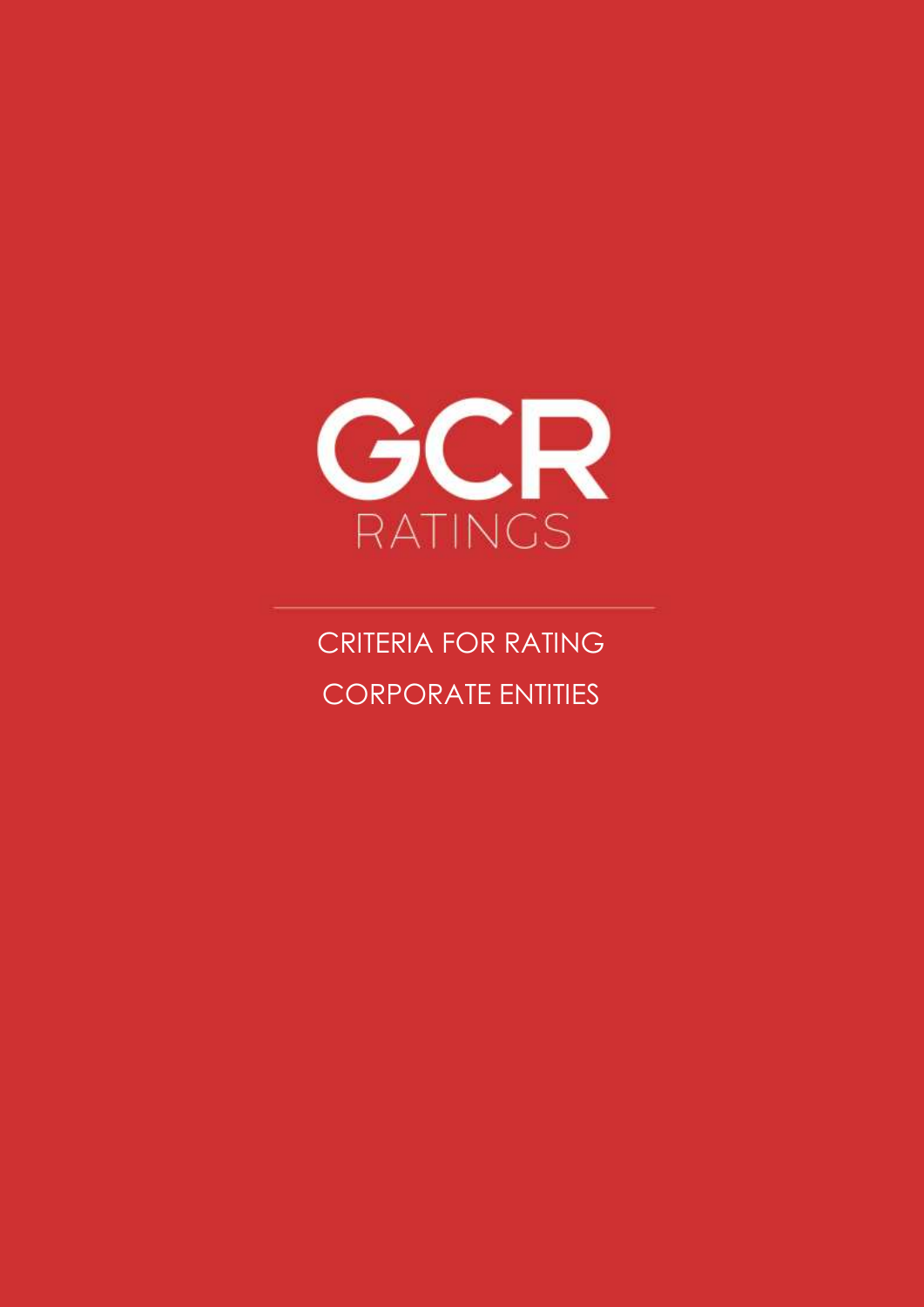GCR

RATINGS

# CRITERIA FOR RATING CORPORATE ENTITIES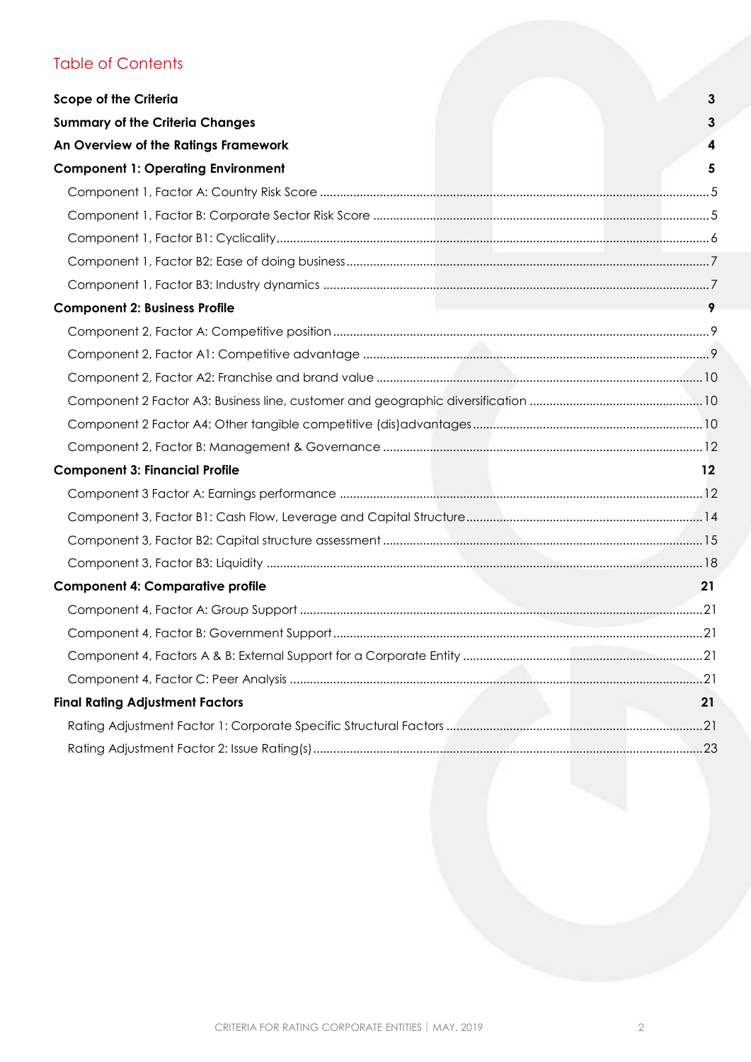## Table of Contents

| | |
|---|---|
| **Scope of the Criteria** | **3** |
| **Summary of the Criteria Changes** | **3** |
| **An Overview of the Ratings Framework** | **4** |
| **Component 1: Operating Environment** | **5** |
| Component 1, Factor A: Country Risk Score | 5 |
| Component 1, Factor B: Corporate Sector Risk Score | 5 |
| Component 1, Factor B1: Cyclicality | 6 |
| Component 1, Factor B2: Ease of doing business | 7 |
| Component 1, Factor B3: Industry dynamics | 7 |
| **Component 2: Business Profile** | **9** |
| Component 2, Factor A: Competitive position | 9 |
| Component 2, Factor A1: Competitive advantage | 9 |
| Component 2, Factor A2: Franchise and brand value | 10 |
| Component 2 Factor A3: Business line, customer and geographic diversification | 10 |
| Component 2 Factor A4: Other tangible competitive (dis)advantages | 10 |
| Component 2, Factor B: Management & Governance | 12 |
| **Component 3: Financial Profile** | **12** |
| Component 3 Factor A: Earnings performance | 12 |
| Component 3, Factor B1: Cash Flow, Leverage and Capital Structure | 14 |
| Component 3, Factor B2: Capital structure assessment | 15 |
| Component 3, Factor B3: Liquidity | 18 |
| **Component 4: Comparative profile** | **21** |
| Component 4, Factor A: Group Support | 21 |
| Component 4, Factor B: Government Support | 21 |
| Component 4, Factors A & B: External Support for a Corporate Entity | 21 |
| Component 4, Factor C: Peer Analysis | 21 |
| **Final Rating Adjustment Factors** | **21** |
| Rating Adjustment Factor 1: Corporate Specific Structural Factors | 21 |
| Rating Adjustment Factor 2: Issue Rating(s) | 23 |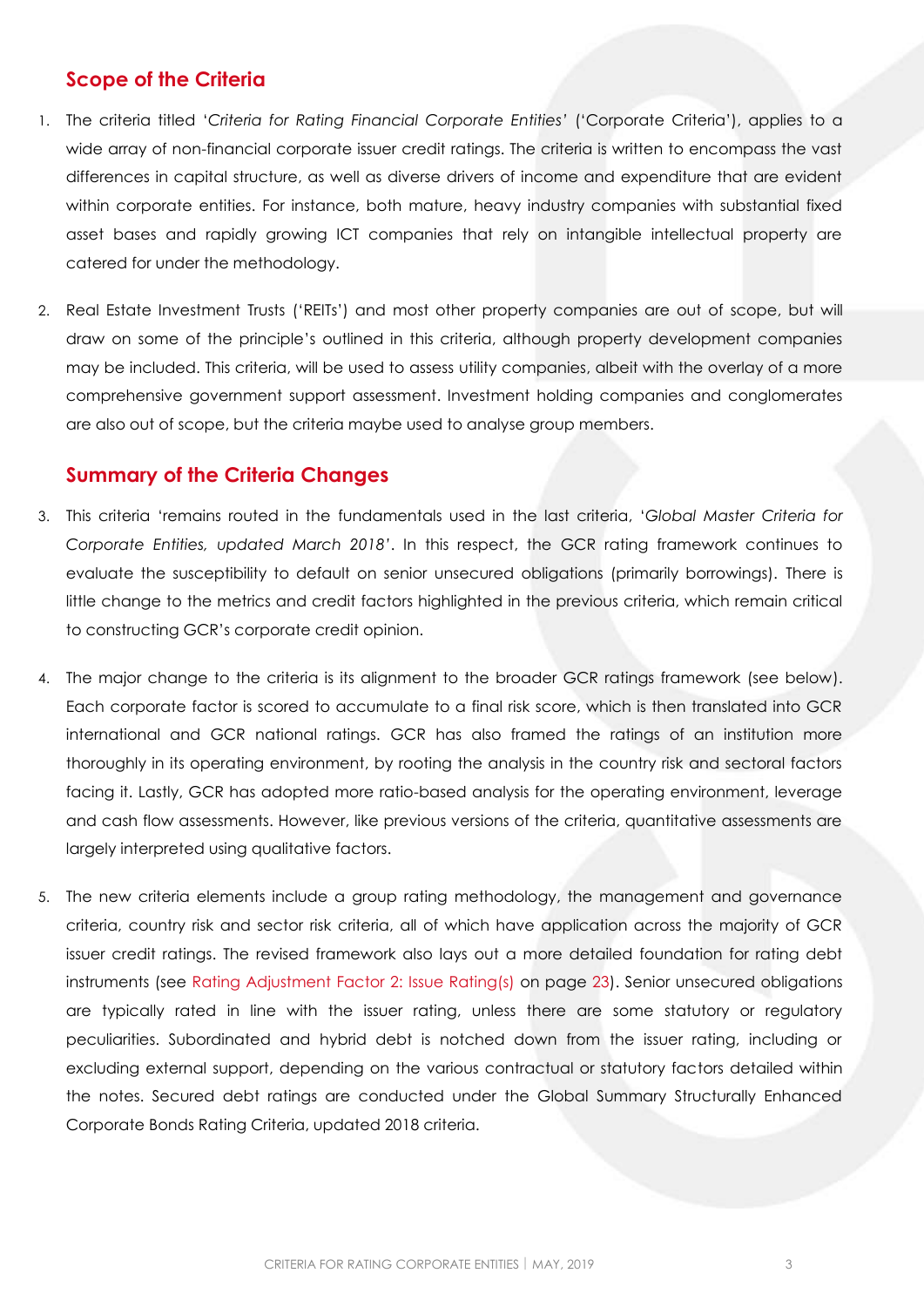## Scope of the Criteria

1. The criteria titled '*Criteria for Rating Financial Corporate Entities*' ('Corporate Criteria'), applies to a wide array of non-financial corporate issuer credit ratings. The criteria is written to encompass the vast differences in capital structure, as well as diverse drivers of income and expenditure that are evident within corporate entities. For instance, both mature, heavy industry companies with substantial fixed asset bases and rapidly growing ICT companies that rely on intangible intellectual property are catered for under the methodology.

2. Real Estate Investment Trusts ('REITs') and most other property companies are out of scope, but will draw on some of the principle's outlined in this criteria, although property development companies may be included. This criteria, will be used to assess utility companies, albeit with the overlay of a more comprehensive government support assessment. Investment holding companies and conglomerates are also out of scope, but the criteria maybe used to analyse group members.

## Summary of the Criteria Changes

3. This criteria 'remains routed in the fundamentals used in the last criteria, '*Global Master Criteria for Corporate Entities, updated March 2018*'. In this respect, the GCR rating framework continues to evaluate the susceptibility to default on senior unsecured obligations (primarily borrowings). There is little change to the metrics and credit factors highlighted in the previous criteria, which remain critical to constructing GCR's corporate credit opinion.

4. The major change to the criteria is its alignment to the broader GCR ratings framework (see below). Each corporate factor is scored to accumulate to a final risk score, which is then translated into GCR international and GCR national ratings. GCR has also framed the ratings of an institution more thoroughly in its operating environment, by rooting the analysis in the country risk and sectoral factors facing it. Lastly, GCR has adopted more ratio-based analysis for the operating environment, leverage and cash flow assessments. However, like previous versions of the criteria, quantitative assessments are largely interpreted using qualitative factors.

5. The new criteria elements include a group rating methodology, the management and governance criteria, country risk and sector risk criteria, all of which have application across the majority of GCR issuer credit ratings. The revised framework also lays out a more detailed foundation for rating debt instruments (see Rating Adjustment Factor 2: Issue Rating(s) on page 23). Senior unsecured obligations are typically rated in line with the issuer rating, unless there are some statutory or regulatory peculiarities. Subordinated and hybrid debt is notched down from the issuer rating, including or excluding external support, depending on the various contractual or statutory factors detailed within the notes. Secured debt ratings are conducted under the Global Summary Structurally Enhanced Corporate Bonds Rating Criteria, updated 2018 criteria.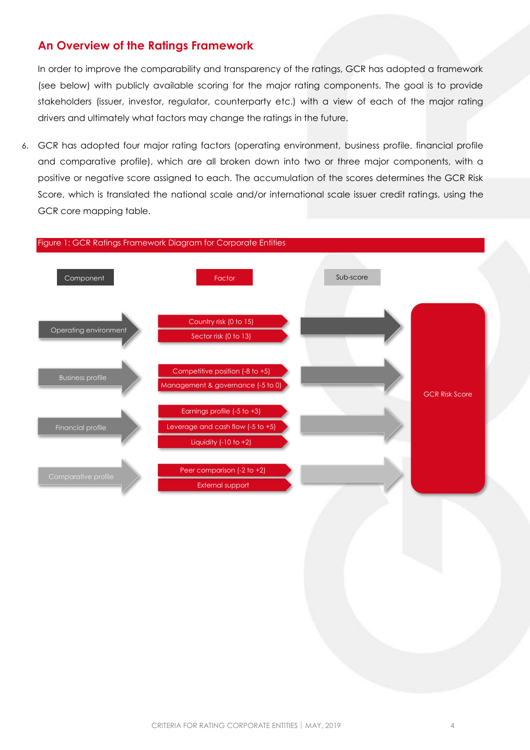## An Overview of the Ratings Framework

In order to improve the comparability and transparency of the ratings, GCR has adopted a framework (see below) with publicly available scoring for the major rating components. The goal is to provide stakeholders (issuer, investor, regulator, counterparty etc.) with a view of each of the major rating drivers and ultimately what factors may change the ratings in the future.

6. GCR has adopted four major rating factors (operating environment, business profile, financial profile and comparative profile), which are all broken down into two or three major components, with a positive or negative score assigned to each. The accumulation of the scores determines the GCR Risk Score, which is translated the national scale and/or international scale issuer credit ratings, using the GCR core mapping table.

Figure 1: GCR Ratings Framework Diagram for Corporate Entities

| Component | Factor | Sub-score |
|---|---|---|
| Operating environment | Country risk (0 to 15)<br>Sector risk (0 to 13) | → GCR Risk Score |
| Business profile | Competitive position (-8 to +5)<br>Management & governance (-5 to 0) | → GCR Risk Score |
| Financial profile | Earnings profile (-5 to +3)<br>Leverage and cash flow (-5 to +5)<br>Liquidity (-10 to +2) | → GCR Risk Score |
| Comparative profile | Peer comparison (-2 to +2)<br>External support | → GCR Risk Score |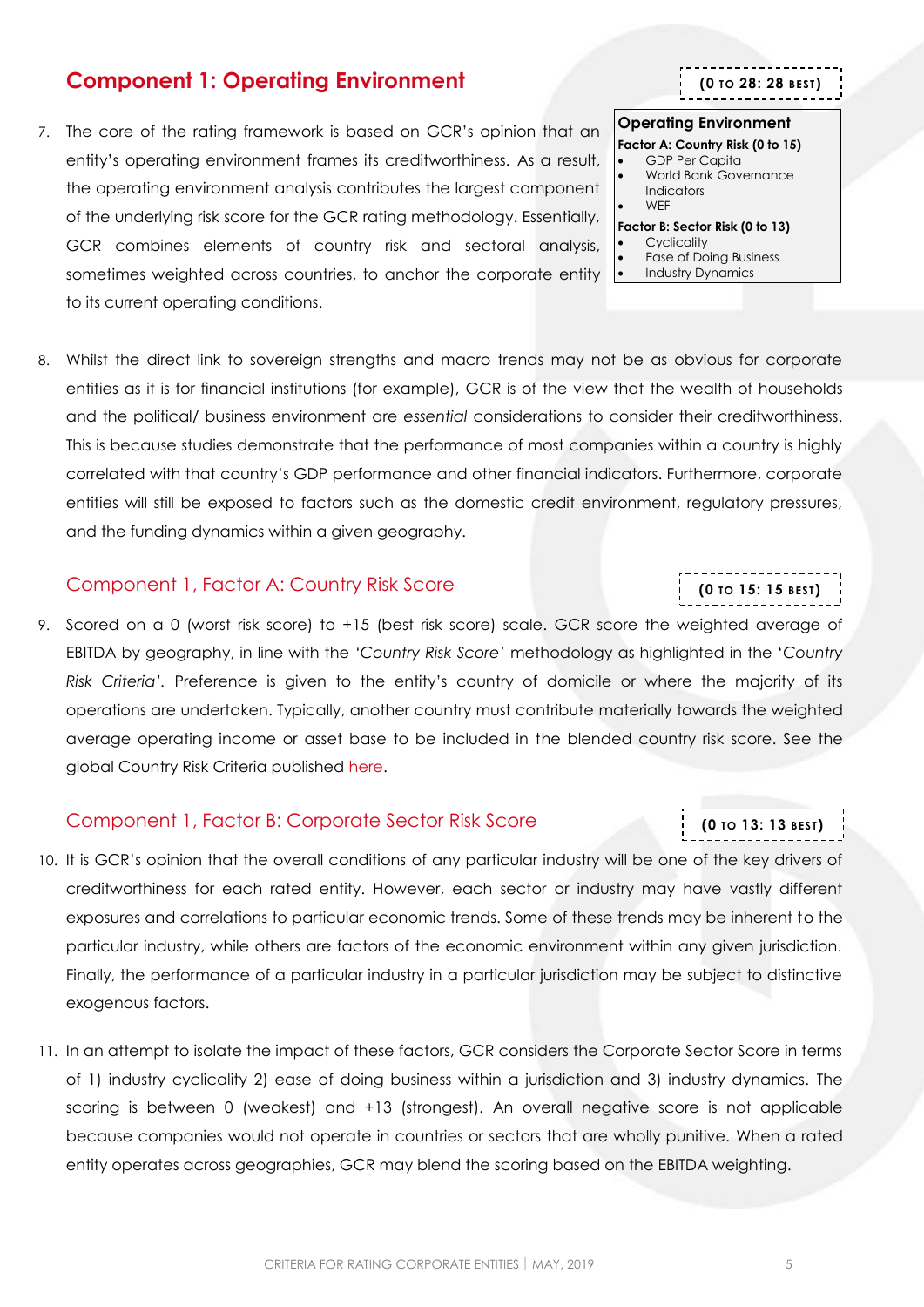## Component 1: Operating Environment

**(0 TO 28: 28 BEST)**

**Operating Environment**

**Factor A: Country Risk (0 to 15)**

- GDP Per Capita
- World Bank Governance Indicators
- WEF

**Factor B: Sector Risk (0 to 13)**

- Cyclicality
- Ease of Doing Business
- Industry Dynamics

7. The core of the rating framework is based on GCR's opinion that an entity's operating environment frames its creditworthiness. As a result, the operating environment analysis contributes the largest component of the underlying risk score for the GCR rating methodology. Essentially, GCR combines elements of country risk and sectoral analysis, sometimes weighted across countries, to anchor the corporate entity to its current operating conditions.

8. Whilst the direct link to sovereign strengths and macro trends may not be as obvious for corporate entities as it is for financial institutions (for example), GCR is of the view that the wealth of households and the political/ business environment are *essential* considerations to consider their creditworthiness. This is because studies demonstrate that the performance of most companies within a country is highly correlated with that country's GDP performance and other financial indicators. Furthermore, corporate entities will still be exposed to factors such as the domestic credit environment, regulatory pressures, and the funding dynamics within a given geography.

### Component 1, Factor A: Country Risk Score

**(0 TO 15: 15 BEST)**

9. Scored on a 0 (worst risk score) to +15 (best risk score) scale. GCR score the weighted average of EBITDA by geography, in line with the *'Country Risk Score'* methodology as highlighted in the *'Country Risk Criteria'*. Preference is given to the entity's country of domicile or where the majority of its operations are undertaken. Typically, another country must contribute materially towards the weighted average operating income or asset base to be included in the blended country risk score. See the global Country Risk Criteria published here.

### Component 1, Factor B: Corporate Sector Risk Score

**(0 TO 13: 13 BEST)**

10. It is GCR's opinion that the overall conditions of any particular industry will be one of the key drivers of creditworthiness for each rated entity. However, each sector or industry may have vastly different exposures and correlations to particular economic trends. Some of these trends may be inherent to the particular industry, while others are factors of the economic environment within any given jurisdiction. Finally, the performance of a particular industry in a particular jurisdiction may be subject to distinctive exogenous factors.

11. In an attempt to isolate the impact of these factors, GCR considers the Corporate Sector Score in terms of 1) industry cyclicality 2) ease of doing business within a jurisdiction and 3) industry dynamics. The scoring is between 0 (weakest) and +13 (strongest). An overall negative score is not applicable because companies would not operate in countries or sectors that are wholly punitive. When a rated entity operates across geographies, GCR may blend the scoring based on the EBITDA weighting.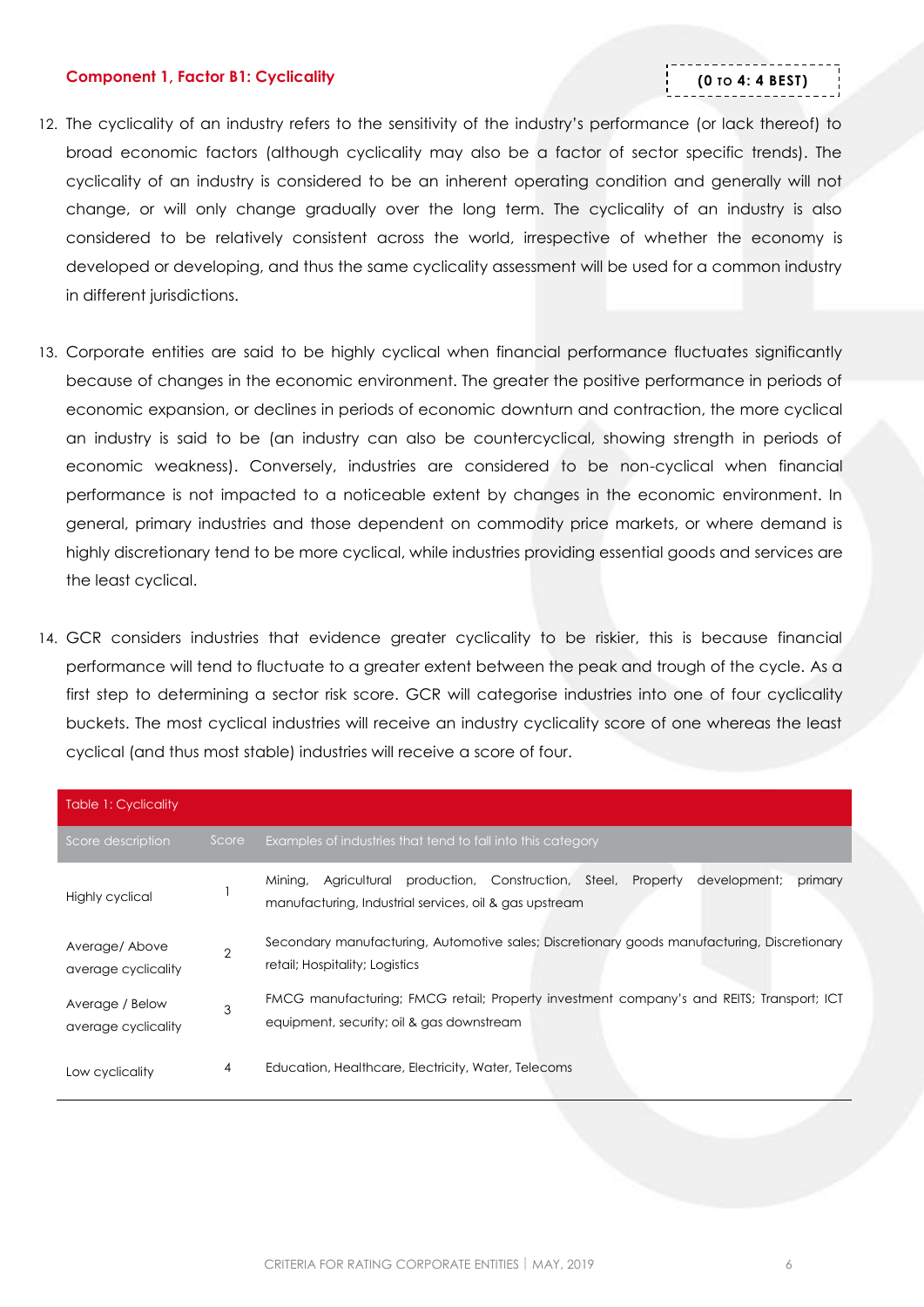### Component 1, Factor B1: Cyclicality

**(0 TO 4: 4 BEST)**

12. The cyclicality of an industry refers to the sensitivity of the industry's performance (or lack thereof) to broad economic factors (although cyclicality may also be a factor of sector specific trends). The cyclicality of an industry is considered to be an inherent operating condition and generally will not change, or will only change gradually over the long term. The cyclicality of an industry is also considered to be relatively consistent across the world, irrespective of whether the economy is developed or developing, and thus the same cyclicality assessment will be used for a common industry in different jurisdictions.

13. Corporate entities are said to be highly cyclical when financial performance fluctuates significantly because of changes in the economic environment. The greater the positive performance in periods of economic expansion, or declines in periods of economic downturn and contraction, the more cyclical an industry is said to be (an industry can also be countercyclical, showing strength in periods of economic weakness). Conversely, industries are considered to be non-cyclical when financial performance is not impacted to a noticeable extent by changes in the economic environment. In general, primary industries and those dependent on commodity price markets, or where demand is highly discretionary tend to be more cyclical, while industries providing essential goods and services are the least cyclical.

14. GCR considers industries that evidence greater cyclicality to be riskier, this is because financial performance will tend to fluctuate to a greater extent between the peak and trough of the cycle. As a first step to determining a sector risk score. GCR will categorise industries into one of four cyclicality buckets. The most cyclical industries will receive an industry cyclicality score of one whereas the least cyclical (and thus most stable) industries will receive a score of four.

Table 1: Cyclicality

| Score description | Score | Examples of industries that tend to fall into this category |
|---|---|---|
| Highly cyclical | 1 | Mining, Agricultural production, Construction, Steel, Property development; primary manufacturing, Industrial services, oil & gas upstream |
| Average/ Above average cyclicality | 2 | Secondary manufacturing, Automotive sales; Discretionary goods manufacturing, Discretionary retail; Hospitality; Logistics |
| Average / Below average cyclicality | 3 | FMCG manufacturing; FMCG retail; Property investment company's and REITS; Transport; ICT equipment, security; oil & gas downstream |
| Low cyclicality | 4 | Education, Healthcare, Electricity, Water, Telecoms |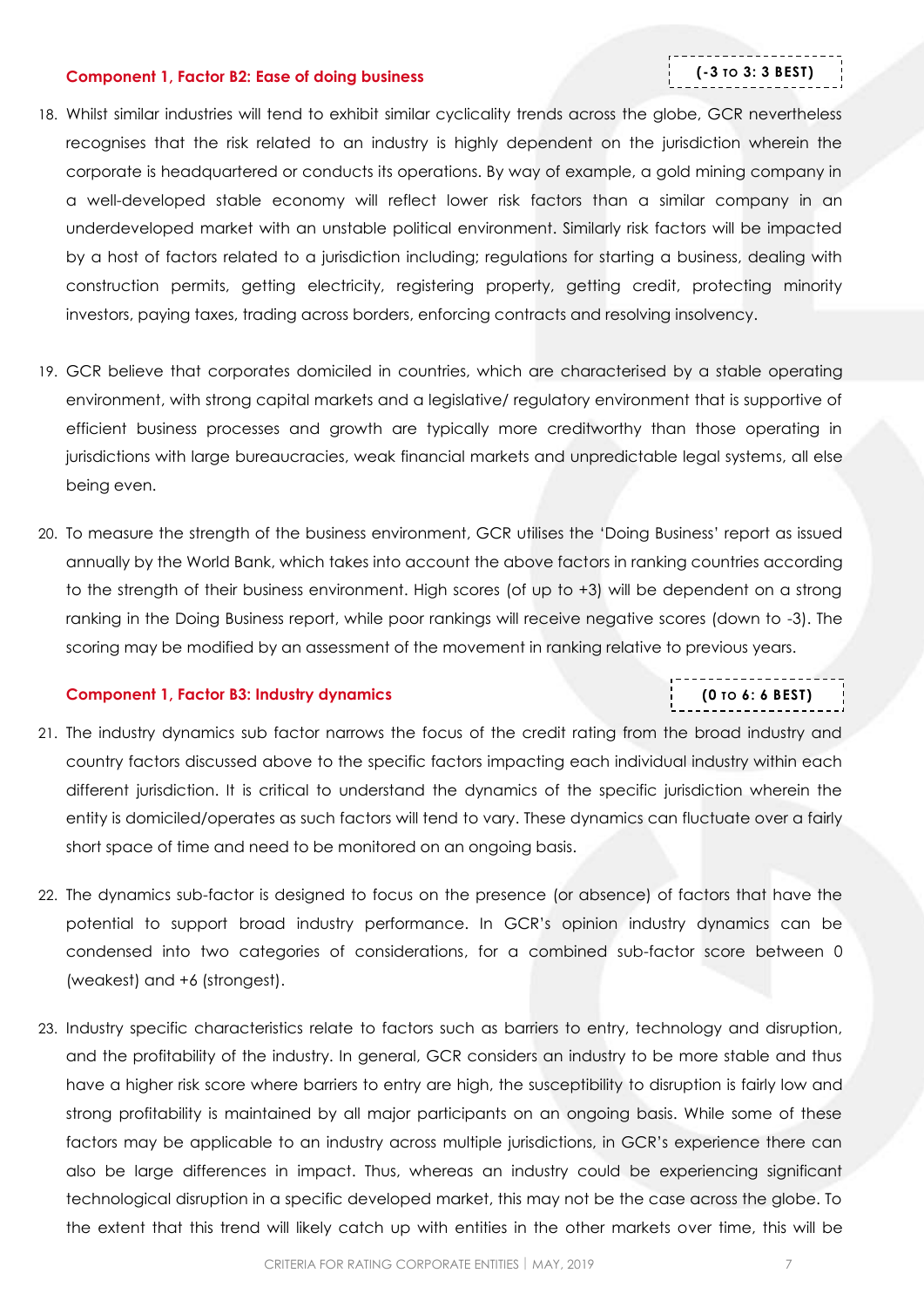#### Component 1, Factor B2: Ease of doing business

**(-3 TO 3: 3 BEST)**

18. Whilst similar industries will tend to exhibit similar cyclicality trends across the globe, GCR nevertheless recognises that the risk related to an industry is highly dependent on the jurisdiction wherein the corporate is headquartered or conducts its operations. By way of example, a gold mining company in a well-developed stable economy will reflect lower risk factors than a similar company in an underdeveloped market with an unstable political environment. Similarly risk factors will be impacted by a host of factors related to a jurisdiction including; regulations for starting a business, dealing with construction permits, getting electricity, registering property, getting credit, protecting minority investors, paying taxes, trading across borders, enforcing contracts and resolving insolvency.

19. GCR believe that corporates domiciled in countries, which are characterised by a stable operating environment, with strong capital markets and a legislative/ regulatory environment that is supportive of efficient business processes and growth are typically more creditworthy than those operating in jurisdictions with large bureaucracies, weak financial markets and unpredictable legal systems, all else being even.

20. To measure the strength of the business environment, GCR utilises the 'Doing Business' report as issued annually by the World Bank, which takes into account the above factors in ranking countries according to the strength of their business environment. High scores (of up to +3) will be dependent on a strong ranking in the Doing Business report, while poor rankings will receive negative scores (down to -3). The scoring may be modified by an assessment of the movement in ranking relative to previous years.

#### Component 1, Factor B3: Industry dynamics

**(0 TO 6: 6 BEST)**

21. The industry dynamics sub factor narrows the focus of the credit rating from the broad industry and country factors discussed above to the specific factors impacting each individual industry within each different jurisdiction. It is critical to understand the dynamics of the specific jurisdiction wherein the entity is domiciled/operates as such factors will tend to vary. These dynamics can fluctuate over a fairly short space of time and need to be monitored on an ongoing basis.

22. The dynamics sub-factor is designed to focus on the presence (or absence) of factors that have the potential to support broad industry performance. In GCR's opinion industry dynamics can be condensed into two categories of considerations, for a combined sub-factor score between 0 (weakest) and +6 (strongest).

23. Industry specific characteristics relate to factors such as barriers to entry, technology and disruption, and the profitability of the industry. In general, GCR considers an industry to be more stable and thus have a higher risk score where barriers to entry are high, the susceptibility to disruption is fairly low and strong profitability is maintained by all major participants on an ongoing basis. While some of these factors may be applicable to an industry across multiple jurisdictions, in GCR's experience there can also be large differences in impact. Thus, whereas an industry could be experiencing significant technological disruption in a specific developed market, this may not be the case across the globe. To the extent that this trend will likely catch up with entities in the other markets over time, this will be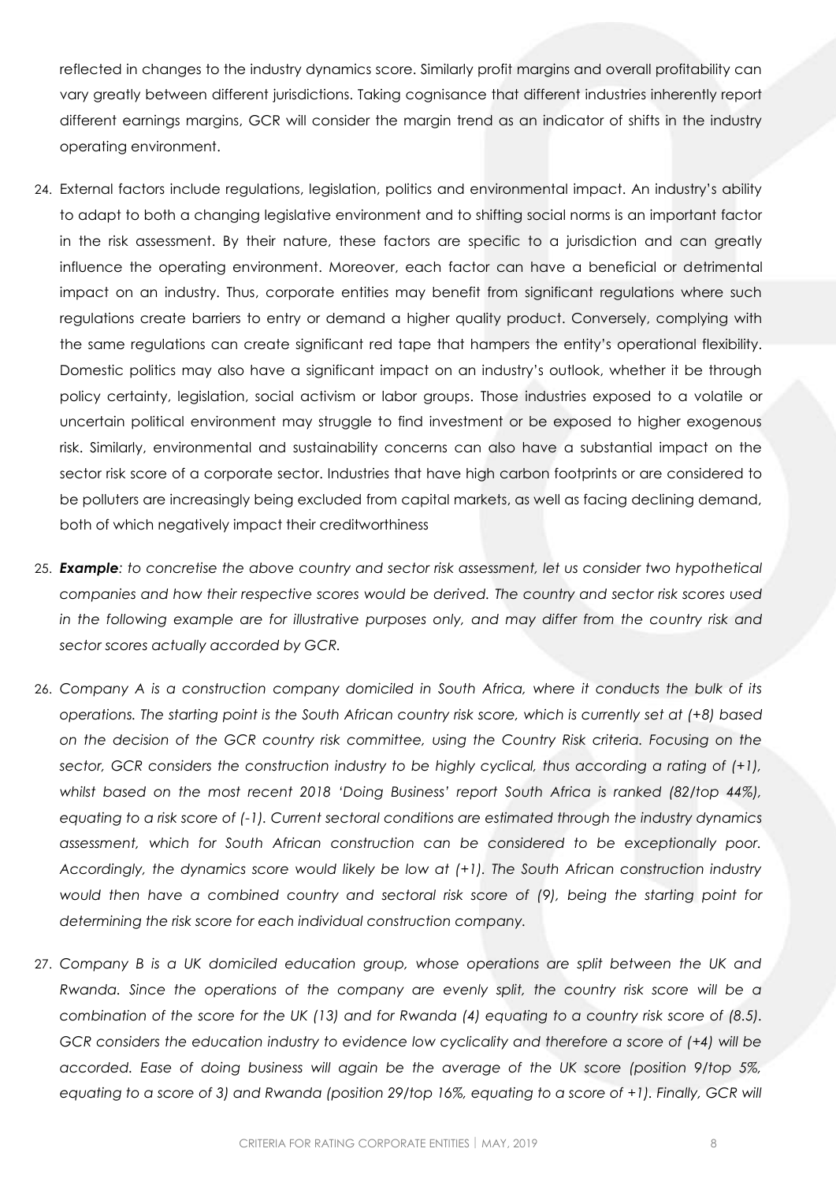reflected in changes to the industry dynamics score. Similarly profit margins and overall profitability can vary greatly between different jurisdictions. Taking cognisance that different industries inherently report different earnings margins, GCR will consider the margin trend as an indicator of shifts in the industry operating environment.

24. External factors include regulations, legislation, politics and environmental impact. An industry's ability to adapt to both a changing legislative environment and to shifting social norms is an important factor in the risk assessment. By their nature, these factors are specific to a jurisdiction and can greatly influence the operating environment. Moreover, each factor can have a beneficial or detrimental impact on an industry. Thus, corporate entities may benefit from significant regulations where such regulations create barriers to entry or demand a higher quality product. Conversely, complying with the same regulations can create significant red tape that hampers the entity's operational flexibility. Domestic politics may also have a significant impact on an industry's outlook, whether it be through policy certainty, legislation, social activism or labor groups. Those industries exposed to a volatile or uncertain political environment may struggle to find investment or be exposed to higher exogenous risk. Similarly, environmental and sustainability concerns can also have a substantial impact on the sector risk score of a corporate sector. Industries that have high carbon footprints or are considered to be polluters are increasingly being excluded from capital markets, as well as facing declining demand, both of which negatively impact their creditworthiness

25. ***Example****: to concretise the above country and sector risk assessment, let us consider two hypothetical companies and how their respective scores would be derived. The country and sector risk scores used in the following example are for illustrative purposes only, and may differ from the country risk and sector scores actually accorded by GCR.*

26. *Company A is a construction company domiciled in South Africa, where it conducts the bulk of its operations. The starting point is the South African country risk score, which is currently set at (+8) based on the decision of the GCR country risk committee, using the Country Risk criteria. Focusing on the sector, GCR considers the construction industry to be highly cyclical, thus according a rating of (+1), whilst based on the most recent 2018 'Doing Business' report South Africa is ranked (82/top 44%), equating to a risk score of (-1). Current sectoral conditions are estimated through the industry dynamics assessment, which for South African construction can be considered to be exceptionally poor. Accordingly, the dynamics score would likely be low at (+1). The South African construction industry would then have a combined country and sectoral risk score of (9), being the starting point for determining the risk score for each individual construction company.*

27. *Company B is a UK domiciled education group, whose operations are split between the UK and Rwanda. Since the operations of the company are evenly split, the country risk score will be a combination of the score for the UK (13) and for Rwanda (4) equating to a country risk score of (8.5). GCR considers the education industry to evidence low cyclicality and therefore a score of (+4) will be accorded. Ease of doing business will again be the average of the UK score (position 9/top 5%, equating to a score of 3) and Rwanda (position 29/top 16%, equating to a score of +1). Finally, GCR will*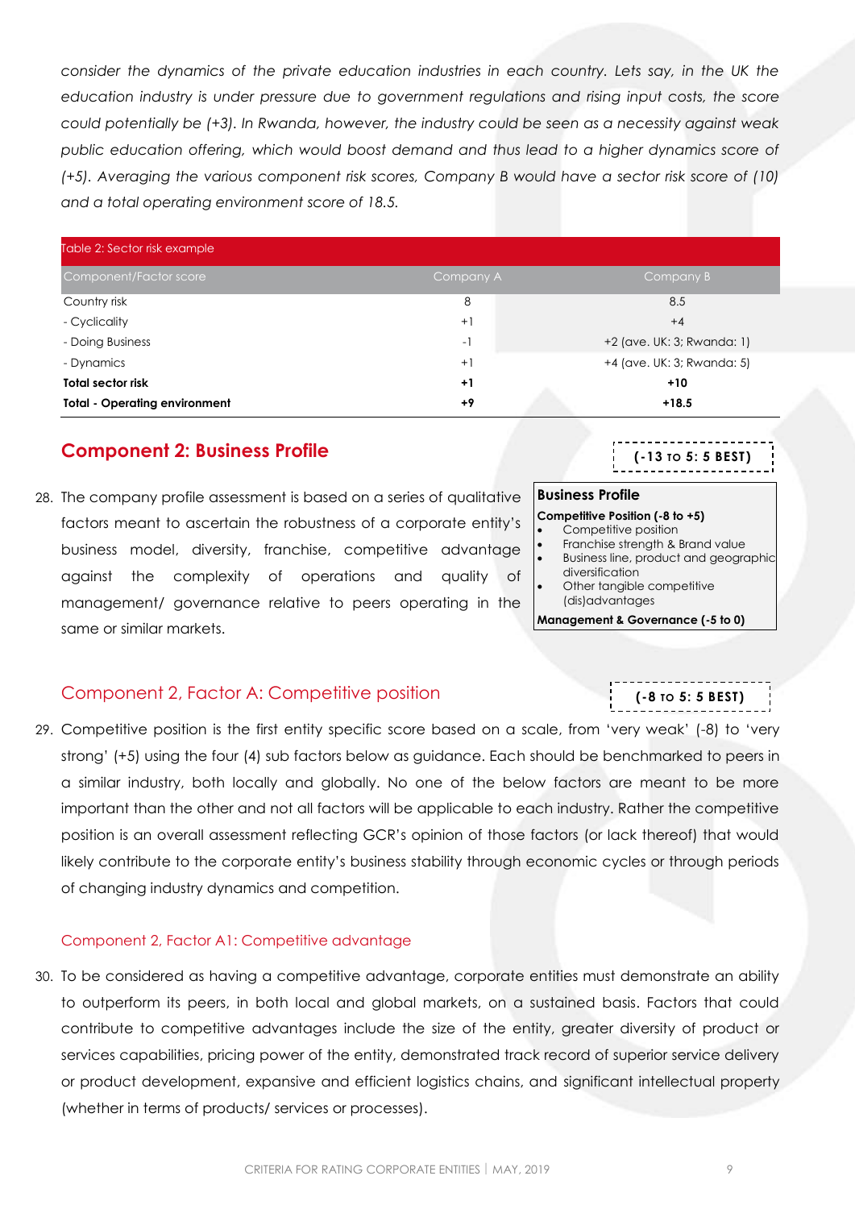*consider the dynamics of the private education industries in each country. Lets say, in the UK the education industry is under pressure due to government regulations and rising input costs, the score could potentially be (+3). In Rwanda, however, the industry could be seen as a necessity against weak public education offering, which would boost demand and thus lead to a higher dynamics score of (+5). Averaging the various component risk scores, Company B would have a sector risk score of (10) and a total operating environment score of 18.5.*

Table 2: Sector risk example

| Component/Factor score | Company A | Company B |
|---|---|---|
| Country risk | 8 | 8.5 |
| - Cyclicality | +1 | +4 |
| - Doing Business | -1 | +2 (ave. UK: 3; Rwanda: 1) |
| - Dynamics | +1 | +4 (ave. UK: 3; Rwanda: 5) |
| **Total sector risk** | **+1** | **+10** |
| **Total - Operating environment** | **+9** | **+18.5** |

## Component 2: Business Profile

**(-13 TO 5: 5 BEST)**

28. The company profile assessment is based on a series of qualitative factors meant to ascertain the robustness of a corporate entity's business model, diversity, franchise, competitive advantage against the complexity of operations and quality of management/ governance relative to peers operating in the same or similar markets.

**Business Profile**

**Competitive Position (-8 to +5)**
- Competitive position
- Franchise strength & Brand value
- Business line, product and geographic diversification
- Other tangible competitive (dis)advantages

**Management & Governance (-5 to 0)**

### Component 2, Factor A: Competitive position

**(-8 TO 5: 5 BEST)**

29. Competitive position is the first entity specific score based on a scale, from 'very weak' (-8) to 'very strong' (+5) using the four (4) sub factors below as guidance. Each should be benchmarked to peers in a similar industry, both locally and globally. No one of the below factors are meant to be more important than the other and not all factors will be applicable to each industry. Rather the competitive position is an overall assessment reflecting GCR's opinion of those factors (or lack thereof) that would likely contribute to the corporate entity's business stability through economic cycles or through periods of changing industry dynamics and competition.

#### Component 2, Factor A1: Competitive advantage

30. To be considered as having a competitive advantage, corporate entities must demonstrate an ability to outperform its peers, in both local and global markets, on a sustained basis. Factors that could contribute to competitive advantages include the size of the entity, greater diversity of product or services capabilities, pricing power of the entity, demonstrated track record of superior service delivery or product development, expansive and efficient logistics chains, and significant intellectual property (whether in terms of products/ services or processes).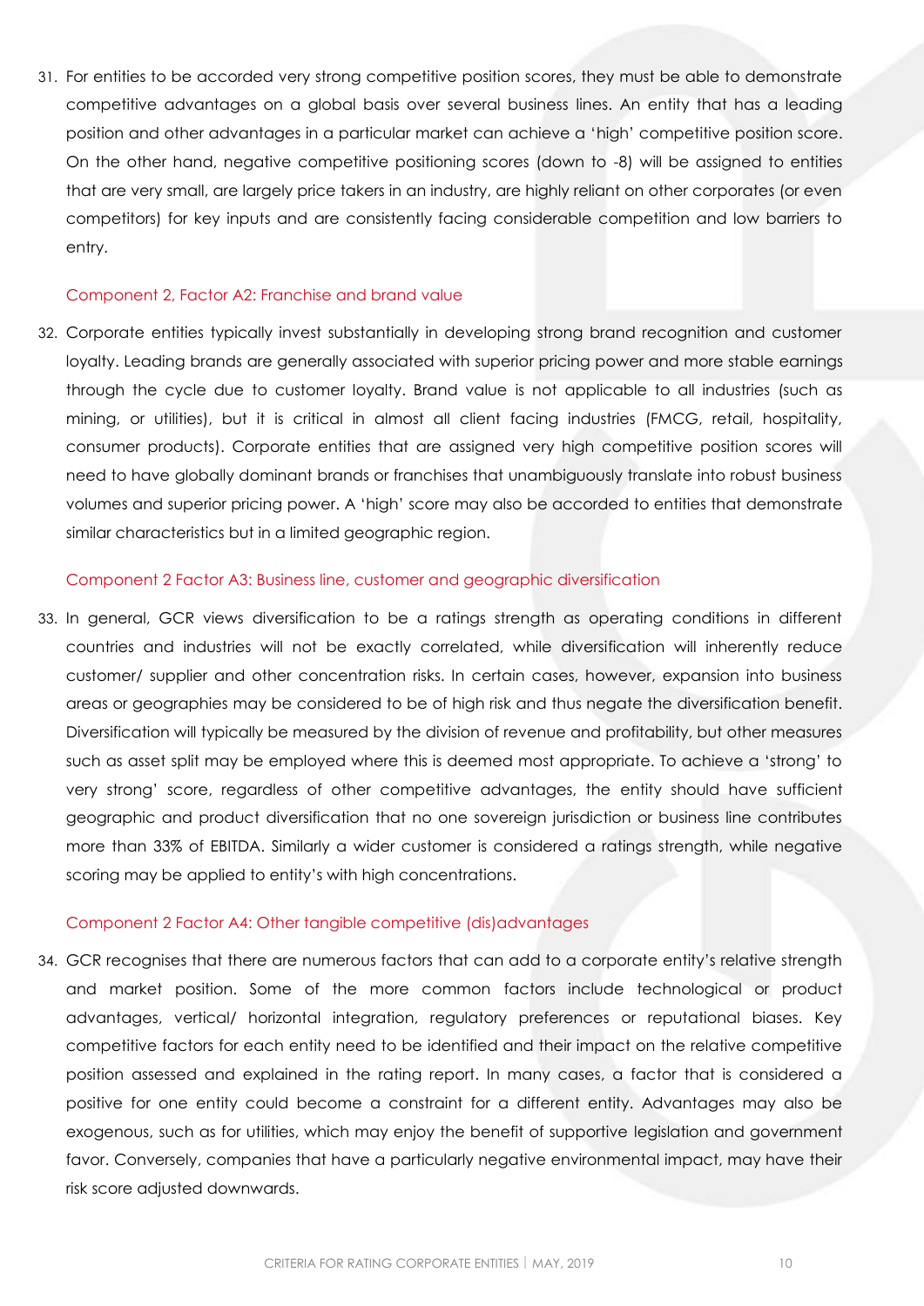31. For entities to be accorded very strong competitive position scores, they must be able to demonstrate competitive advantages on a global basis over several business lines. An entity that has a leading position and other advantages in a particular market can achieve a 'high' competitive position score. On the other hand, negative competitive positioning scores (down to -8) will be assigned to entities that are very small, are largely price takers in an industry, are highly reliant on other corporates (or even competitors) for key inputs and are consistently facing considerable competition and low barriers to entry.

#### Component 2, Factor A2: Franchise and brand value

32. Corporate entities typically invest substantially in developing strong brand recognition and customer loyalty. Leading brands are generally associated with superior pricing power and more stable earnings through the cycle due to customer loyalty. Brand value is not applicable to all industries (such as mining, or utilities), but it is critical in almost all client facing industries (FMCG, retail, hospitality, consumer products). Corporate entities that are assigned very high competitive position scores will need to have globally dominant brands or franchises that unambiguously translate into robust business volumes and superior pricing power. A 'high' score may also be accorded to entities that demonstrate similar characteristics but in a limited geographic region.

#### Component 2 Factor A3: Business line, customer and geographic diversification

33. In general, GCR views diversification to be a ratings strength as operating conditions in different countries and industries will not be exactly correlated, while diversification will inherently reduce customer/ supplier and other concentration risks. In certain cases, however, expansion into business areas or geographies may be considered to be of high risk and thus negate the diversification benefit. Diversification will typically be measured by the division of revenue and profitability, but other measures such as asset split may be employed where this is deemed most appropriate. To achieve a 'strong' to very strong' score, regardless of other competitive advantages, the entity should have sufficient geographic and product diversification that no one sovereign jurisdiction or business line contributes more than 33% of EBITDA. Similarly a wider customer is considered a ratings strength, while negative scoring may be applied to entity's with high concentrations.

#### Component 2 Factor A4: Other tangible competitive (dis)advantages

34. GCR recognises that there are numerous factors that can add to a corporate entity's relative strength and market position. Some of the more common factors include technological or product advantages, vertical/ horizontal integration, regulatory preferences or reputational biases. Key competitive factors for each entity need to be identified and their impact on the relative competitive position assessed and explained in the rating report. In many cases, a factor that is considered a positive for one entity could become a constraint for a different entity. Advantages may also be exogenous, such as for utilities, which may enjoy the benefit of supportive legislation and government favor. Conversely, companies that have a particularly negative environmental impact, may have their risk score adjusted downwards.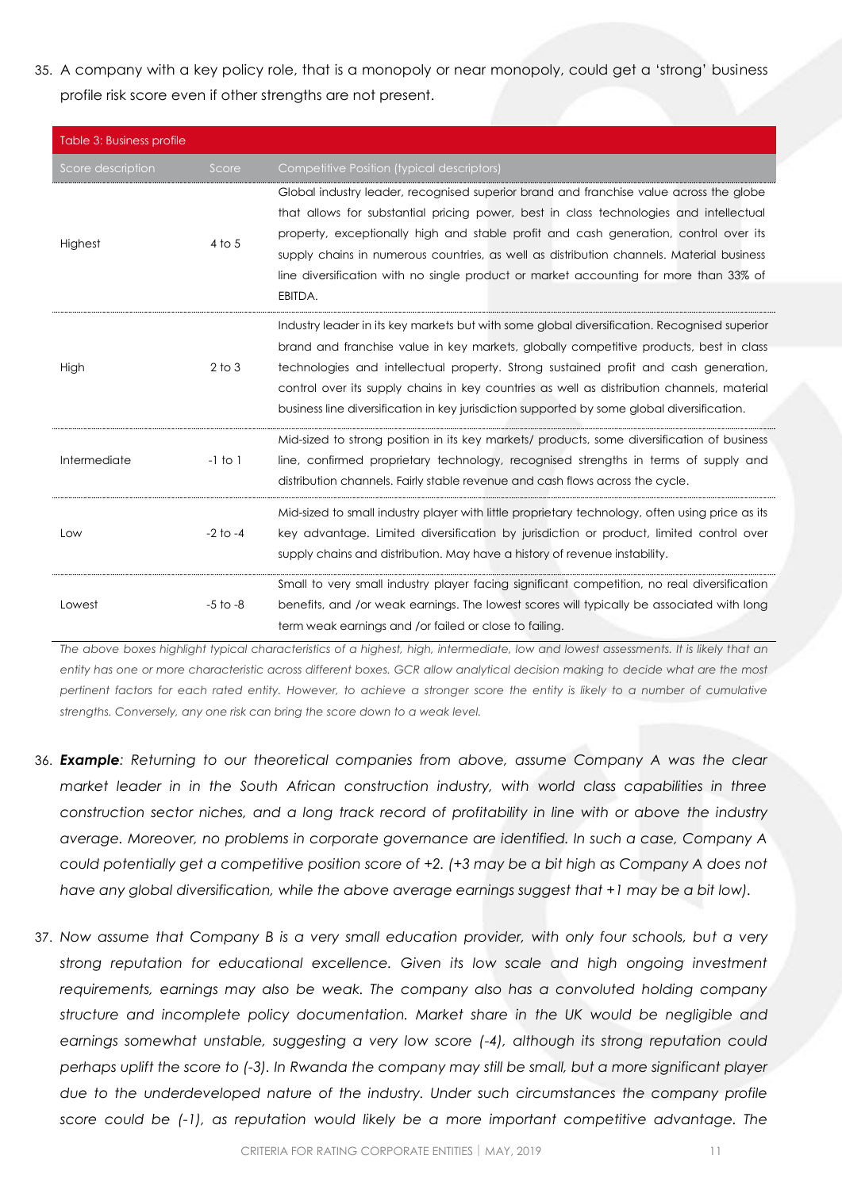35. A company with a key policy role, that is a monopoly or near monopoly, could get a 'strong' business profile risk score even if other strengths are not present.

| Table 3: Business profile | | |
|---|---|---|
| Score description | Score | Competitive Position (typical descriptors) |
| Highest | 4 to 5 | Global industry leader, recognised superior brand and franchise value across the globe that allows for substantial pricing power, best in class technologies and intellectual property, exceptionally high and stable profit and cash generation, control over its supply chains in numerous countries, as well as distribution channels. Material business line diversification with no single product or market accounting for more than 33% of EBITDA. |
| High | 2 to 3 | Industry leader in its key markets but with some global diversification. Recognised superior brand and franchise value in key markets, globally competitive products, best in class technologies and intellectual property. Strong sustained profit and cash generation, control over its supply chains in key countries as well as distribution channels, material business line diversification in key jurisdiction supported by some global diversification. |
| Intermediate | -1 to 1 | Mid-sized to strong position in its key markets/ products, some diversification of business line, confirmed proprietary technology, recognised strengths in terms of supply and distribution channels. Fairly stable revenue and cash flows across the cycle. |
| Low | -2 to -4 | Mid-sized to small industry player with little proprietary technology, often using price as its key advantage. Limited diversification by jurisdiction or product, limited control over supply chains and distribution. May have a history of revenue instability. |
| Lowest | -5 to -8 | Small to very small industry player facing significant competition, no real diversification benefits, and /or weak earnings. The lowest scores will typically be associated with long term weak earnings and /or failed or close to failing. |

*The above boxes highlight typical characteristics of a highest, high, intermediate, low and lowest assessments. It is likely that an entity has one or more characteristic across different boxes. GCR allow analytical decision making to decide what are the most pertinent factors for each rated entity. However, to achieve a stronger score the entity is likely to a number of cumulative strengths. Conversely, any one risk can bring the score down to a weak level.*

36. ***Example**: Returning to our theoretical companies from above, assume Company A was the clear market leader in in the South African construction industry, with world class capabilities in three construction sector niches, and a long track record of profitability in line with or above the industry average. Moreover, no problems in corporate governance are identified. In such a case, Company A could potentially get a competitive position score of +2. (+3 may be a bit high as Company A does not have any global diversification, while the above average earnings suggest that +1 may be a bit low).*

37. *Now assume that Company B is a very small education provider, with only four schools, but a very strong reputation for educational excellence. Given its low scale and high ongoing investment requirements, earnings may also be weak. The company also has a convoluted holding company structure and incomplete policy documentation. Market share in the UK would be negligible and earnings somewhat unstable, suggesting a very low score (-4), although its strong reputation could perhaps uplift the score to (-3). In Rwanda the company may still be small, but a more significant player due to the underdeveloped nature of the industry. Under such circumstances the company profile score could be (-1), as reputation would likely be a more important competitive advantage. The*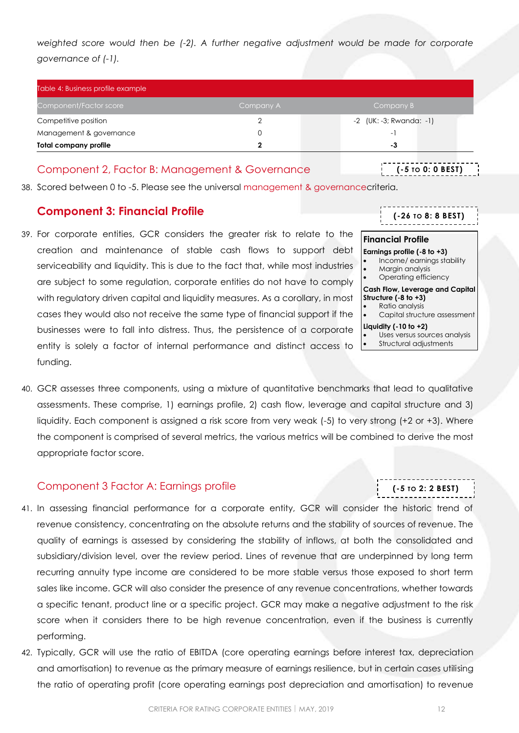*weighted score would then be (-2). A further negative adjustment would be made for corporate governance of (-1).*

| Table 4: Business profile example | | |
|---|---|---|
| Component/Factor score | Company A | Company B |
| Competitive position | 2 | -2 (UK: -3; Rwanda: -1) |
| Management & governance | 0 | -1 |
| **Total company profile** | **2** | **-3** |

### Component 2, Factor B: Management & Governance

**(-5 TO 0: 0 BEST)**

38. Scored between 0 to -5. Please see the universal management & governancecriteria.

## Component 3: Financial Profile

**(-26 TO 8: 8 BEST)**

39. For corporate entities, GCR considers the greater risk to relate to the creation and maintenance of stable cash flows to support debt serviceability and liquidity. This is due to the fact that, while most industries are subject to some regulation, corporate entities do not have to comply with regulatory driven capital and liquidity measures. As a corollary, in most cases they would also not receive the same type of financial support if the businesses were to fall into distress. Thus, the persistence of a corporate entity is solely a factor of internal performance and distinct access to funding.

> **Financial Profile**
>
> **Earnings profile (-8 to +3)**
> - Income/ earnings stability
> - Margin analysis
> - Operating efficiency
>
> **Cash Flow, Leverage and Capital Structure (-8 to +3)**
> - Ratio analysis
> - Capital structure assessment
>
> **Liquidity (-10 to +2)**
> - Uses versus sources analysis
> - Structural adjustments

40. GCR assesses three components, using a mixture of quantitative benchmarks that lead to qualitative assessments. These comprise, 1) earnings profile, 2) cash flow, leverage and capital structure and 3) liquidity. Each component is assigned a risk score from very weak (-5) to very strong (+2 or +3). Where the component is comprised of several metrics, the various metrics will be combined to derive the most appropriate factor score.

### Component 3 Factor A: Earnings profile

**(-5 TO 2: 2 BEST)**

41. In assessing financial performance for a corporate entity, GCR will consider the historic trend of revenue consistency, concentrating on the absolute returns and the stability of sources of revenue. The quality of earnings is assessed by considering the stability of inflows, at both the consolidated and subsidiary/division level, over the review period. Lines of revenue that are underpinned by long term recurring annuity type income are considered to be more stable versus those exposed to short term sales like income. GCR will also consider the presence of any revenue concentrations, whether towards a specific tenant, product line or a specific project. GCR may make a negative adjustment to the risk score when it considers there to be high revenue concentration, even if the business is currently performing.

42. Typically, GCR will use the ratio of EBITDA (core operating earnings before interest tax, depreciation and amortisation) to revenue as the primary measure of earnings resilience, but in certain cases utilising the ratio of operating profit (core operating earnings post depreciation and amortisation) to revenue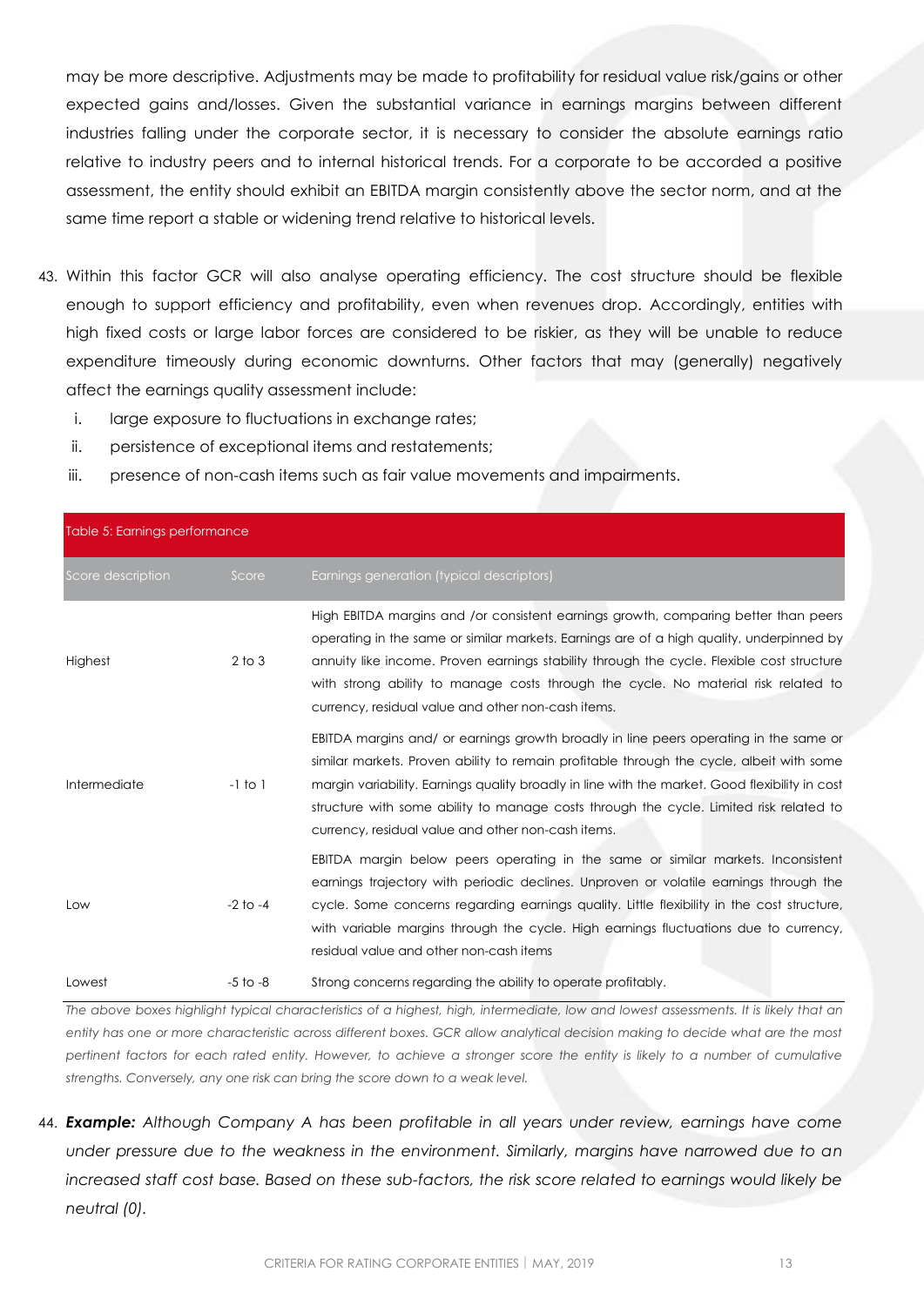may be more descriptive. Adjustments may be made to profitability for residual value risk/gains or other expected gains and/losses. Given the substantial variance in earnings margins between different industries falling under the corporate sector, it is necessary to consider the absolute earnings ratio relative to industry peers and to internal historical trends. For a corporate to be accorded a positive assessment, the entity should exhibit an EBITDA margin consistently above the sector norm, and at the same time report a stable or widening trend relative to historical levels.

43. Within this factor GCR will also analyse operating efficiency. The cost structure should be flexible enough to support efficiency and profitability, even when revenues drop. Accordingly, entities with high fixed costs or large labor forces are considered to be riskier, as they will be unable to reduce expenditure timeously during economic downturns. Other factors that may (generally) negatively affect the earnings quality assessment include:
    i. large exposure to fluctuations in exchange rates;
    ii. persistence of exceptional items and restatements;
    iii. presence of non-cash items such as fair value movements and impairments.

Table 5: Earnings performance

| Score description | Score | Earnings generation (typical descriptors) |
|---|---|---|
| Highest | 2 to 3 | High EBITDA margins and /or consistent earnings growth, comparing better than peers operating in the same or similar markets. Earnings are of a high quality, underpinned by annuity like income. Proven earnings stability through the cycle. Flexible cost structure with strong ability to manage costs through the cycle. No material risk related to currency, residual value and other non-cash items. |
| Intermediate | -1 to 1 | EBITDA margins and/ or earnings growth broadly in line peers operating in the same or similar markets. Proven ability to remain profitable through the cycle, albeit with some margin variability. Earnings quality broadly in line with the market. Good flexibility in cost structure with some ability to manage costs through the cycle. Limited risk related to currency, residual value and other non-cash items. |
| Low | -2 to -4 | EBITDA margin below peers operating in the same or similar markets. Inconsistent earnings trajectory with periodic declines. Unproven or volatile earnings through the cycle. Some concerns regarding earnings quality. Little flexibility in the cost structure, with variable margins through the cycle. High earnings fluctuations due to currency, residual value and other non-cash items |
| Lowest | -5 to -8 | Strong concerns regarding the ability to operate profitably. |

*The above boxes highlight typical characteristics of a highest, high, intermediate, low and lowest assessments. It is likely that an entity has one or more characteristic across different boxes. GCR allow analytical decision making to decide what are the most pertinent factors for each rated entity. However, to achieve a stronger score the entity is likely to a number of cumulative strengths. Conversely, any one risk can bring the score down to a weak level.*

44. ***Example:*** *Although Company A has been profitable in all years under review, earnings have come under pressure due to the weakness in the environment. Similarly, margins have narrowed due to an increased staff cost base. Based on these sub-factors, the risk score related to earnings would likely be neutral (0).*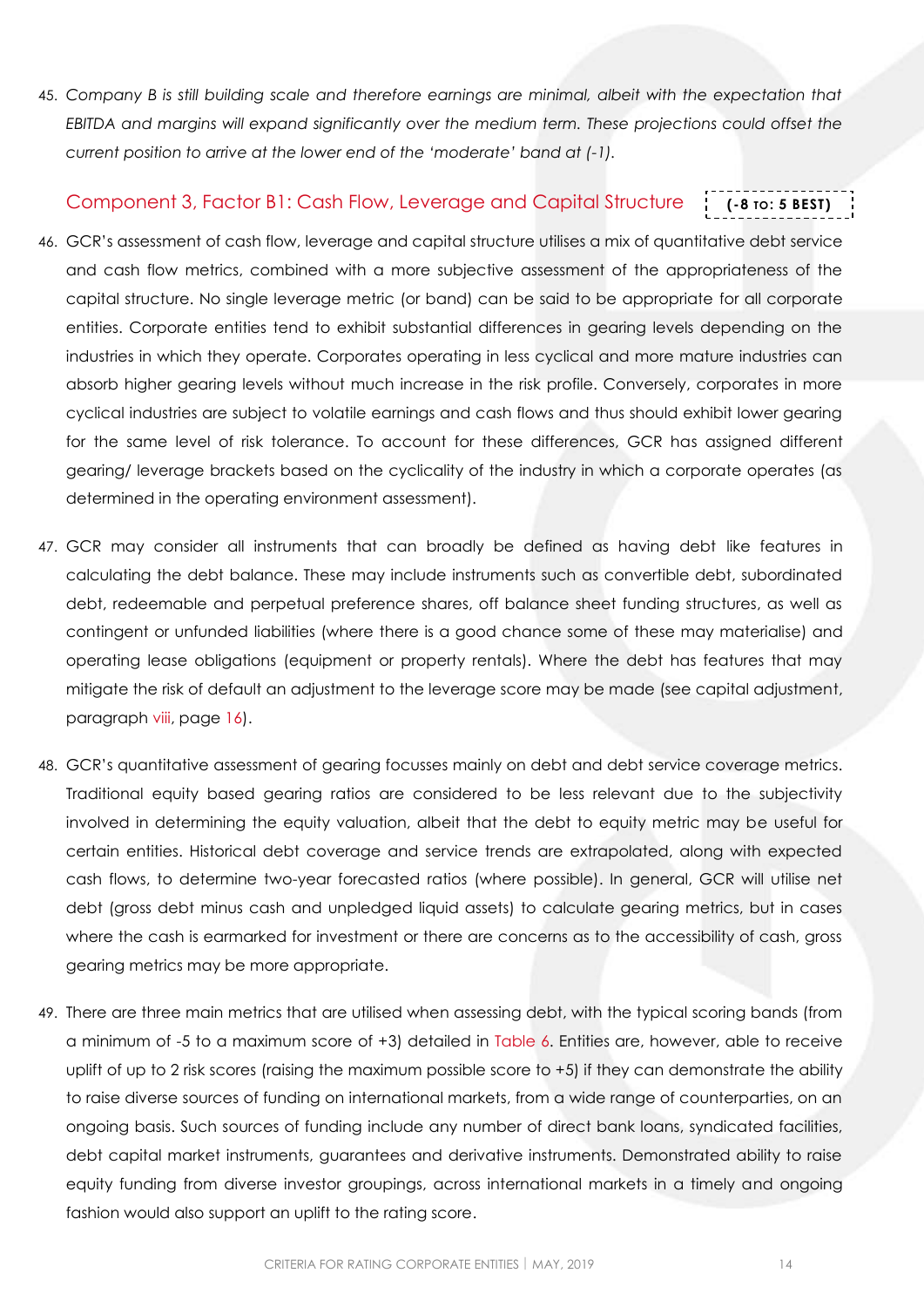45. *Company B is still building scale and therefore earnings are minimal, albeit with the expectation that EBITDA and margins will expand significantly over the medium term. These projections could offset the current position to arrive at the lower end of the 'moderate' band at (-1).*

## Component 3, Factor B1: Cash Flow, Leverage and Capital Structure **(-8 TO: 5 BEST)**

46. GCR's assessment of cash flow, leverage and capital structure utilises a mix of quantitative debt service and cash flow metrics, combined with a more subjective assessment of the appropriateness of the capital structure. No single leverage metric (or band) can be said to be appropriate for all corporate entities. Corporate entities tend to exhibit substantial differences in gearing levels depending on the industries in which they operate. Corporates operating in less cyclical and more mature industries can absorb higher gearing levels without much increase in the risk profile. Conversely, corporates in more cyclical industries are subject to volatile earnings and cash flows and thus should exhibit lower gearing for the same level of risk tolerance. To account for these differences, GCR has assigned different gearing/ leverage brackets based on the cyclicality of the industry in which a corporate operates (as determined in the operating environment assessment).

47. GCR may consider all instruments that can broadly be defined as having debt like features in calculating the debt balance. These may include instruments such as convertible debt, subordinated debt, redeemable and perpetual preference shares, off balance sheet funding structures, as well as contingent or unfunded liabilities (where there is a good chance some of these may materialise) and operating lease obligations (equipment or property rentals). Where the debt has features that may mitigate the risk of default an adjustment to the leverage score may be made (see capital adjustment, paragraph viii, page 16).

48. GCR's quantitative assessment of gearing focusses mainly on debt and debt service coverage metrics. Traditional equity based gearing ratios are considered to be less relevant due to the subjectivity involved in determining the equity valuation, albeit that the debt to equity metric may be useful for certain entities. Historical debt coverage and service trends are extrapolated, along with expected cash flows, to determine two-year forecasted ratios (where possible). In general, GCR will utilise net debt (gross debt minus cash and unpledged liquid assets) to calculate gearing metrics, but in cases where the cash is earmarked for investment or there are concerns as to the accessibility of cash, gross gearing metrics may be more appropriate.

49. There are three main metrics that are utilised when assessing debt, with the typical scoring bands (from a minimum of -5 to a maximum score of +3) detailed in Table 6. Entities are, however, able to receive uplift of up to 2 risk scores (raising the maximum possible score to +5) if they can demonstrate the ability to raise diverse sources of funding on international markets, from a wide range of counterparties, on an ongoing basis. Such sources of funding include any number of direct bank loans, syndicated facilities, debt capital market instruments, guarantees and derivative instruments. Demonstrated ability to raise equity funding from diverse investor groupings, across international markets in a timely and ongoing fashion would also support an uplift to the rating score.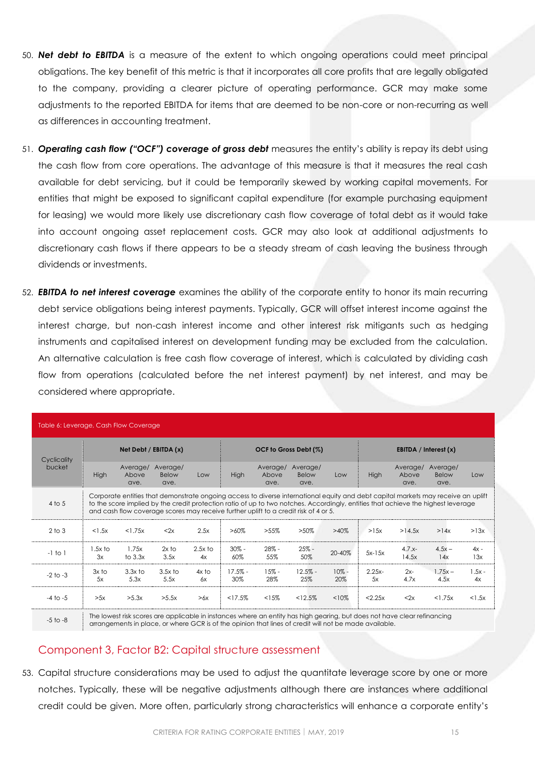50. ***Net debt to EBITDA*** is a measure of the extent to which ongoing operations could meet principal obligations. The key benefit of this metric is that it incorporates all core profits that are legally obligated to the company, providing a clearer picture of operating performance. GCR may make some adjustments to the reported EBITDA for items that are deemed to be non-core or non-recurring as well as differences in accounting treatment.

51. ***Operating cash flow ("OCF") coverage of gross debt*** measures the entity's ability is repay its debt using the cash flow from core operations. The advantage of this measure is that it measures the real cash available for debt servicing, but it could be temporarily skewed by working capital movements. For entities that might be exposed to significant capital expenditure (for example purchasing equipment for leasing) we would more likely use discretionary cash flow coverage of total debt as it would take into account ongoing asset replacement costs. GCR may also look at additional adjustments to discretionary cash flows if there appears to be a steady stream of cash leaving the business through dividends or investments.

52. ***EBITDA to net interest coverage*** examines the ability of the corporate entity to honor its main recurring debt service obligations being interest payments. Typically, GCR will offset interest income against the interest charge, but non-cash interest income and other interest risk mitigants such as hedging instruments and capitalised interest on development funding may be excluded from the calculation. An alternative calculation is free cash flow coverage of interest, which is calculated by dividing cash flow from operations (calculated before the net interest payment) by net interest, and may be considered where appropriate.

Table 6: Leverage, Cash Flow Coverage

| Cyclicality bucket | Net Debt / EBITDA (x) | | | | OCF to Gross Debt (%) | | | | EBITDA / Interest (x) | | | |
|---|---|---|---|---|---|---|---|---|---|---|---|---|
| | High | Average/ Above ave. | Average/ Below ave. | Low | High | Average/ Above ave. | Average/ Below ave. | Low | High | Average/ Above ave. | Average/ Below ave. | Low |
| 4 to 5 | Corporate entities that demonstrate ongoing access to diverse international equity and debt capital markets may receive an uplift to the score implied by the credit protection ratio of up to two notches. Accordingly, entities that achieve the highest leverage and cash flow coverage scores may receive further uplift to a credit risk of 4 or 5. | | | | | | | | | | | |
| 2 to 3 | <1.5x | <1.75x | <2x | 2.5x | >60% | >55% | >50% | >40% | >15x | >14.5x | >14x | >13x |
| -1 to 1 | 1.5x to 3x | 1.75x to 3.3x | 2x to 3.5x | 2.5x to 4x | 30% - 60% | 28% - 55% | 25% - 50% | 20-40% | 5x-15x | 4.7x- 14.5x | 4.5x – 14x | 4x - 13x |
| -2 to -3 | 3x to 5x | 3.3x to 5.3x | 3.5x to 5.5x | 4x to 6x | 17.5% - 30% | 15% - 28% | 12.5% - 25% | 10% - 20% | 2.25x- 5x | 2x- 4.7x | 1.75x – 4.5x | 1.5x - 4x |
| -4 to -5 | >5x | >5.3x | >5.5x | >6x | <17.5% | <15% | <12.5% | <10% | <2.25x | <2x | <1.75x | <1.5x |
| -5 to -8 | The lowest risk scores are applicable in instances where an entity has high gearing, but does not have clear refinancing arrangements in place, or where GCR is of the opinion that lines of credit will not be made available. | | | | | | | | | | | |

## Component 3, Factor B2: Capital structure assessment

53. Capital structure considerations may be used to adjust the quantitate leverage score by one or more notches. Typically, these will be negative adjustments although there are instances where additional credit could be given. More often, particularly strong characteristics will enhance a corporate entity's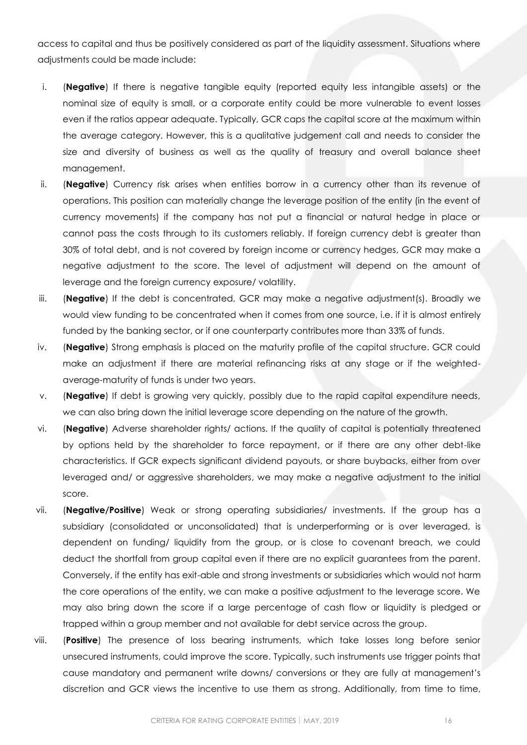access to capital and thus be positively considered as part of the liquidity assessment. Situations where adjustments could be made include:

i. (**Negative**) If there is negative tangible equity (reported equity less intangible assets) or the nominal size of equity is small, or a corporate entity could be more vulnerable to event losses even if the ratios appear adequate. Typically, GCR caps the capital score at the maximum within the average category. However, this is a qualitative judgement call and needs to consider the size and diversity of business as well as the quality of treasury and overall balance sheet management.

ii. (**Negative**) Currency risk arises when entities borrow in a currency other than its revenue of operations. This position can materially change the leverage position of the entity (in the event of currency movements) if the company has not put a financial or natural hedge in place or cannot pass the costs through to its customers reliably. If foreign currency debt is greater than 30% of total debt, and is not covered by foreign income or currency hedges, GCR may make a negative adjustment to the score. The level of adjustment will depend on the amount of leverage and the foreign currency exposure/ volatility.

iii. (**Negative**) If the debt is concentrated, GCR may make a negative adjustment(s). Broadly we would view funding to be concentrated when it comes from one source, i.e. if it is almost entirely funded by the banking sector, or if one counterparty contributes more than 33% of funds.

iv. (**Negative**) Strong emphasis is placed on the maturity profile of the capital structure. GCR could make an adjustment if there are material refinancing risks at any stage or if the weighted-average-maturity of funds is under two years.

v. (**Negative**) If debt is growing very quickly, possibly due to the rapid capital expenditure needs, we can also bring down the initial leverage score depending on the nature of the growth.

vi. (**Negative**) Adverse shareholder rights/ actions. If the quality of capital is potentially threatened by options held by the shareholder to force repayment, or if there are any other debt-like characteristics. If GCR expects significant dividend payouts, or share buybacks, either from over leveraged and/ or aggressive shareholders, we may make a negative adjustment to the initial score.

vii. (**Negative/Positive**) Weak or strong operating subsidiaries/ investments. If the group has a subsidiary (consolidated or unconsolidated) that is underperforming or is over leveraged, is dependent on funding/ liquidity from the group, or is close to covenant breach, we could deduct the shortfall from group capital even if there are no explicit guarantees from the parent. Conversely, if the entity has exit-able and strong investments or subsidiaries which would not harm the core operations of the entity, we can make a positive adjustment to the leverage score. We may also bring down the score if a large percentage of cash flow or liquidity is pledged or trapped within a group member and not available for debt service across the group.

viii. (**Positive**) The presence of loss bearing instruments, which take losses long before senior unsecured instruments, could improve the score. Typically, such instruments use trigger points that cause mandatory and permanent write downs/ conversions or they are fully at management's discretion and GCR views the incentive to use them as strong. Additionally, from time to time,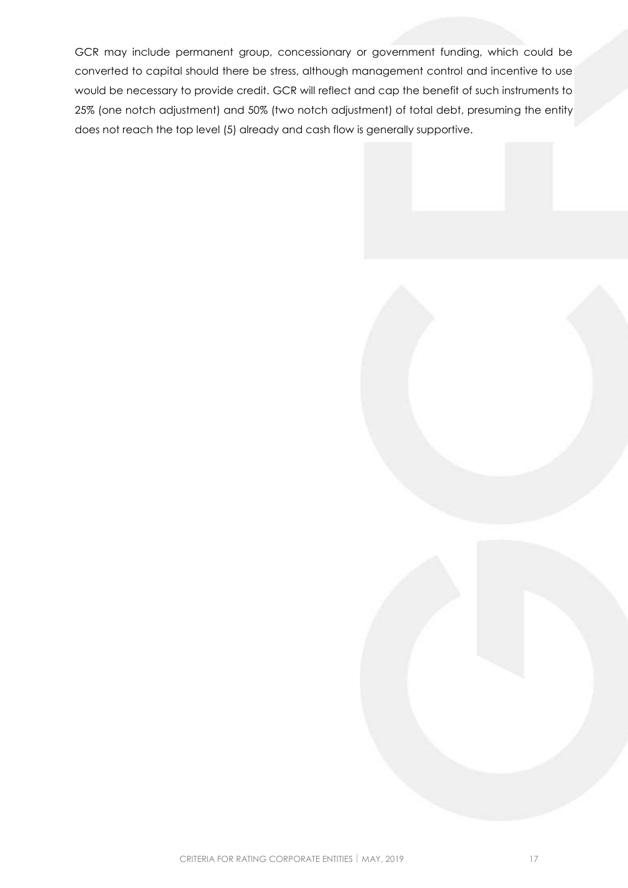GCR may include permanent group, concessionary or government funding, which could be converted to capital should there be stress, although management control and incentive to use would be necessary to provide credit. GCR will reflect and cap the benefit of such instruments to 25% (one notch adjustment) and 50% (two notch adjustment) of total debt, presuming the entity does not reach the top level (5) already and cash flow is generally supportive.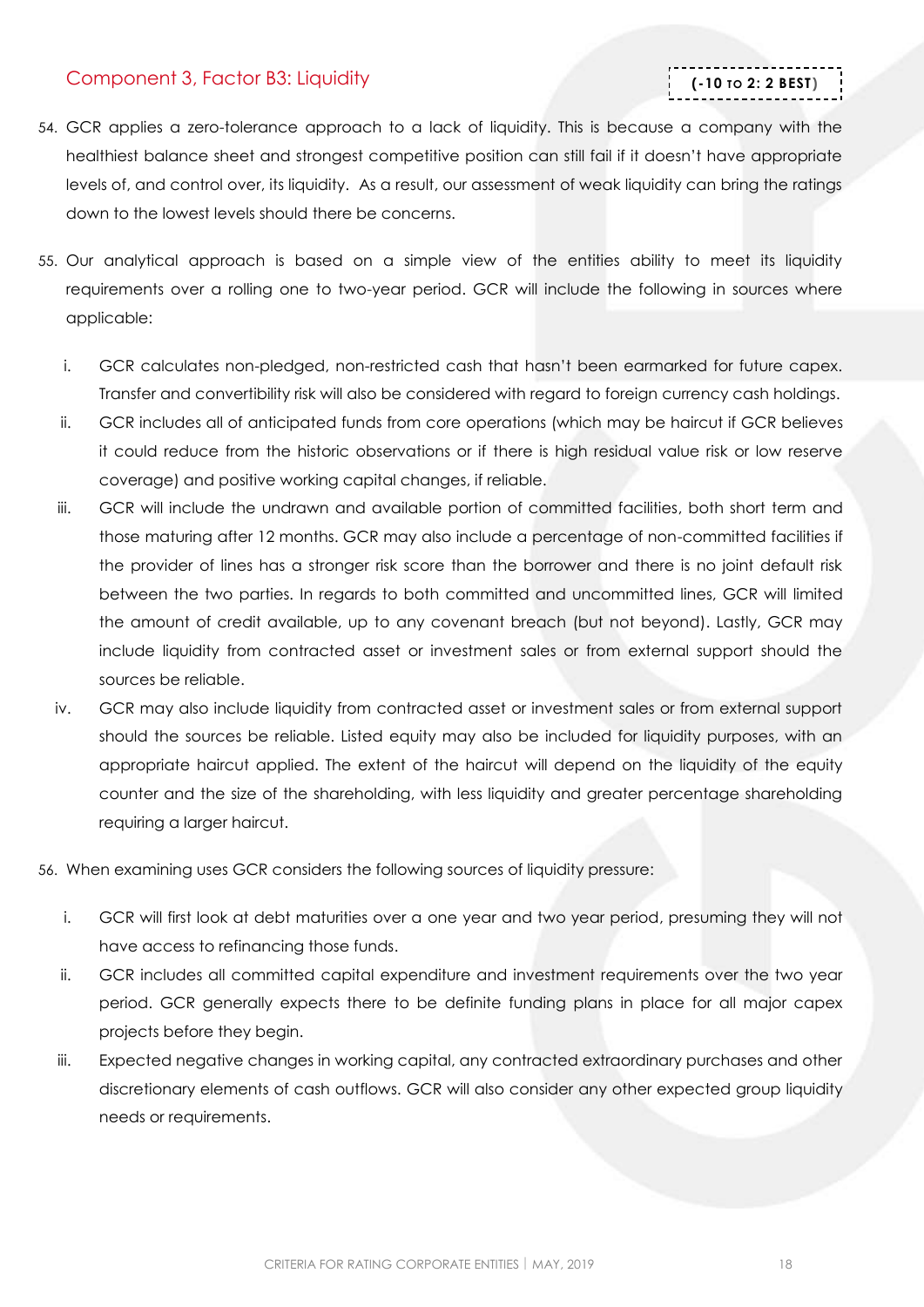## Component 3, Factor B3: Liquidity

**(-10 TO 2: 2 BEST)**

54. GCR applies a zero-tolerance approach to a lack of liquidity. This is because a company with the healthiest balance sheet and strongest competitive position can still fail if it doesn't have appropriate levels of, and control over, its liquidity. As a result, our assessment of weak liquidity can bring the ratings down to the lowest levels should there be concerns.

55. Our analytical approach is based on a simple view of the entities ability to meet its liquidity requirements over a rolling one to two-year period. GCR will include the following in sources where applicable:

    i. GCR calculates non-pledged, non-restricted cash that hasn't been earmarked for future capex. Transfer and convertibility risk will also be considered with regard to foreign currency cash holdings.
    ii. GCR includes all of anticipated funds from core operations (which may be haircut if GCR believes it could reduce from the historic observations or if there is high residual value risk or low reserve coverage) and positive working capital changes, if reliable.
    iii. GCR will include the undrawn and available portion of committed facilities, both short term and those maturing after 12 months. GCR may also include a percentage of non-committed facilities if the provider of lines has a stronger risk score than the borrower and there is no joint default risk between the two parties. In regards to both committed and uncommitted lines, GCR will limited the amount of credit available, up to any covenant breach (but not beyond). Lastly, GCR may include liquidity from contracted asset or investment sales or from external support should the sources be reliable.
    iv. GCR may also include liquidity from contracted asset or investment sales or from external support should the sources be reliable. Listed equity may also be included for liquidity purposes, with an appropriate haircut applied. The extent of the haircut will depend on the liquidity of the equity counter and the size of the shareholding, with less liquidity and greater percentage shareholding requiring a larger haircut.

56. When examining uses GCR considers the following sources of liquidity pressure:

    i. GCR will first look at debt maturities over a one year and two year period, presuming they will not have access to refinancing those funds.
    ii. GCR includes all committed capital expenditure and investment requirements over the two year period. GCR generally expects there to be definite funding plans in place for all major capex projects before they begin.
    iii. Expected negative changes in working capital, any contracted extraordinary purchases and other discretionary elements of cash outflows. GCR will also consider any other expected group liquidity needs or requirements.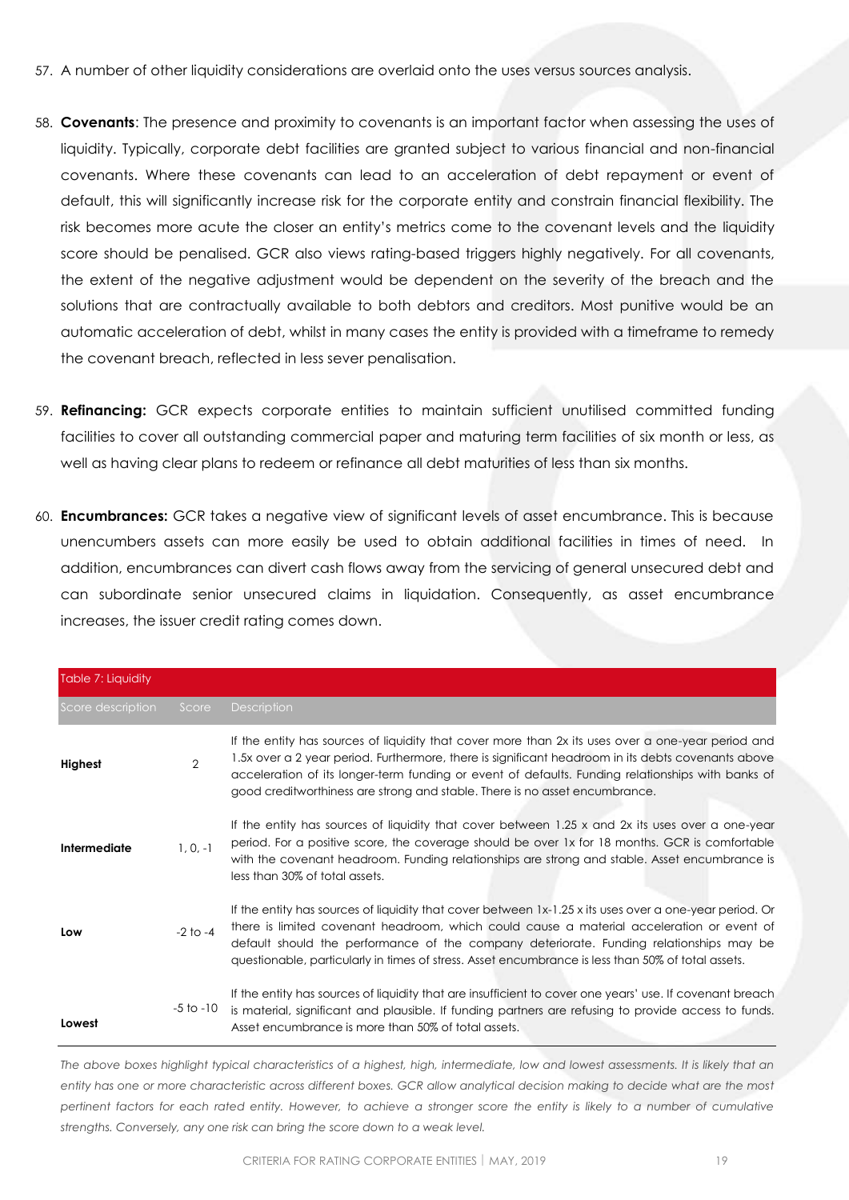57. A number of other liquidity considerations are overlaid onto the uses versus sources analysis.

58. **Covenants**: The presence and proximity to covenants is an important factor when assessing the uses of liquidity. Typically, corporate debt facilities are granted subject to various financial and non-financial covenants. Where these covenants can lead to an acceleration of debt repayment or event of default, this will significantly increase risk for the corporate entity and constrain financial flexibility. The risk becomes more acute the closer an entity's metrics come to the covenant levels and the liquidity score should be penalised. GCR also views rating-based triggers highly negatively. For all covenants, the extent of the negative adjustment would be dependent on the severity of the breach and the solutions that are contractually available to both debtors and creditors. Most punitive would be an automatic acceleration of debt, whilst in many cases the entity is provided with a timeframe to remedy the covenant breach, reflected in less sever penalisation.

59. **Refinancing:** GCR expects corporate entities to maintain sufficient unutilised committed funding facilities to cover all outstanding commercial paper and maturing term facilities of six month or less, as well as having clear plans to redeem or refinance all debt maturities of less than six months.

60. **Encumbrances:** GCR takes a negative view of significant levels of asset encumbrance. This is because unencumbers assets can more easily be used to obtain additional facilities in times of need. In addition, encumbrances can divert cash flows away from the servicing of general unsecured debt and can subordinate senior unsecured claims in liquidation. Consequently, as asset encumbrance increases, the issuer credit rating comes down.

Table 7: Liquidity

| Score description | Score | Description |
|---|---|---|
| **Highest** | 2 | If the entity has sources of liquidity that cover more than 2x its uses over a one-year period and 1.5x over a 2 year period. Furthermore, there is significant headroom in its debts covenants above acceleration of its longer-term funding or event of defaults. Funding relationships with banks of good creditworthiness are strong and stable. There is no asset encumbrance. |
| **Intermediate** | 1, 0, -1 | If the entity has sources of liquidity that cover between 1.25 x and 2x its uses over a one-year period. For a positive score, the coverage should be over 1x for 18 months. GCR is comfortable with the covenant headroom. Funding relationships are strong and stable. Asset encumbrance is less than 30% of total assets. |
| **Low** | -2 to -4 | If the entity has sources of liquidity that cover between 1x-1.25 x its uses over a one-year period. Or there is limited covenant headroom, which could cause a material acceleration or event of default should the performance of the company deteriorate. Funding relationships may be questionable, particularly in times of stress. Asset encumbrance is less than 50% of total assets. |
| **Lowest** | -5 to -10 | If the entity has sources of liquidity that are insufficient to cover one years' use. If covenant breach is material, significant and plausible. If funding partners are refusing to provide access to funds. Asset encumbrance is more than 50% of total assets. |

*The above boxes highlight typical characteristics of a highest, high, intermediate, low and lowest assessments. It is likely that an entity has one or more characteristic across different boxes. GCR allow analytical decision making to decide what are the most pertinent factors for each rated entity. However, to achieve a stronger score the entity is likely to a number of cumulative strengths. Conversely, any one risk can bring the score down to a weak level.*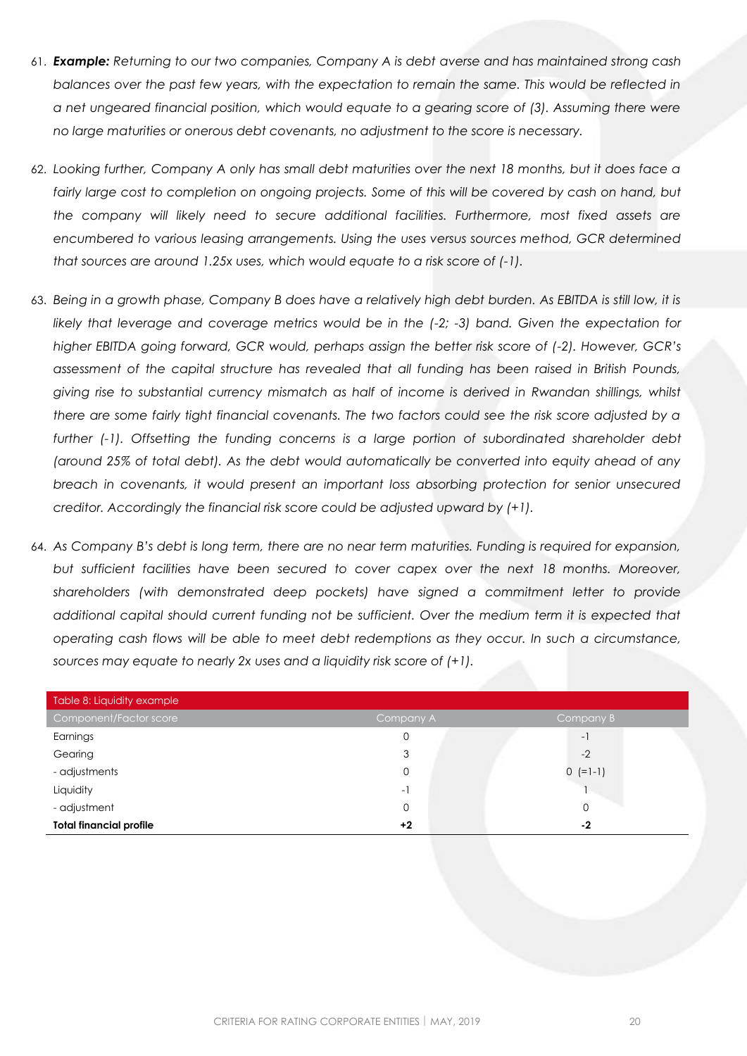61. ***Example:*** *Returning to our two companies, Company A is debt averse and has maintained strong cash balances over the past few years, with the expectation to remain the same. This would be reflected in a net ungeared financial position, which would equate to a gearing score of (3). Assuming there were no large maturities or onerous debt covenants, no adjustment to the score is necessary.*

62. *Looking further, Company A only has small debt maturities over the next 18 months, but it does face a fairly large cost to completion on ongoing projects. Some of this will be covered by cash on hand, but the company will likely need to secure additional facilities. Furthermore, most fixed assets are encumbered to various leasing arrangements. Using the uses versus sources method, GCR determined that sources are around 1.25x uses, which would equate to a risk score of (-1).*

63. *Being in a growth phase, Company B does have a relatively high debt burden. As EBITDA is still low, it is likely that leverage and coverage metrics would be in the (-2; -3) band. Given the expectation for higher EBITDA going forward, GCR would, perhaps assign the better risk score of (-2). However, GCR's assessment of the capital structure has revealed that all funding has been raised in British Pounds, giving rise to substantial currency mismatch as half of income is derived in Rwandan shillings, whilst there are some fairly tight financial covenants. The two factors could see the risk score adjusted by a further (-1). Offsetting the funding concerns is a large portion of subordinated shareholder debt (around 25% of total debt). As the debt would automatically be converted into equity ahead of any breach in covenants, it would present an important loss absorbing protection for senior unsecured creditor. Accordingly the financial risk score could be adjusted upward by (+1).*

64. *As Company B's debt is long term, there are no near term maturities. Funding is required for expansion, but sufficient facilities have been secured to cover capex over the next 18 months. Moreover, shareholders (with demonstrated deep pockets) have signed a commitment letter to provide additional capital should current funding not be sufficient. Over the medium term it is expected that operating cash flows will be able to meet debt redemptions as they occur. In such a circumstance, sources may equate to nearly 2x uses and a liquidity risk score of (+1).*

| Table 8: Liquidity example | | |
|---|---|---|
| Component/Factor score | Company A | Company B |
| Earnings | 0 | -1 |
| Gearing | 3 | -2 |
| - adjustments | 0 | 0 (=1-1) |
| Liquidity | -1 | 1 |
| - adjustment | 0 | 0 |
| **Total financial profile** | **+2** | **-2** |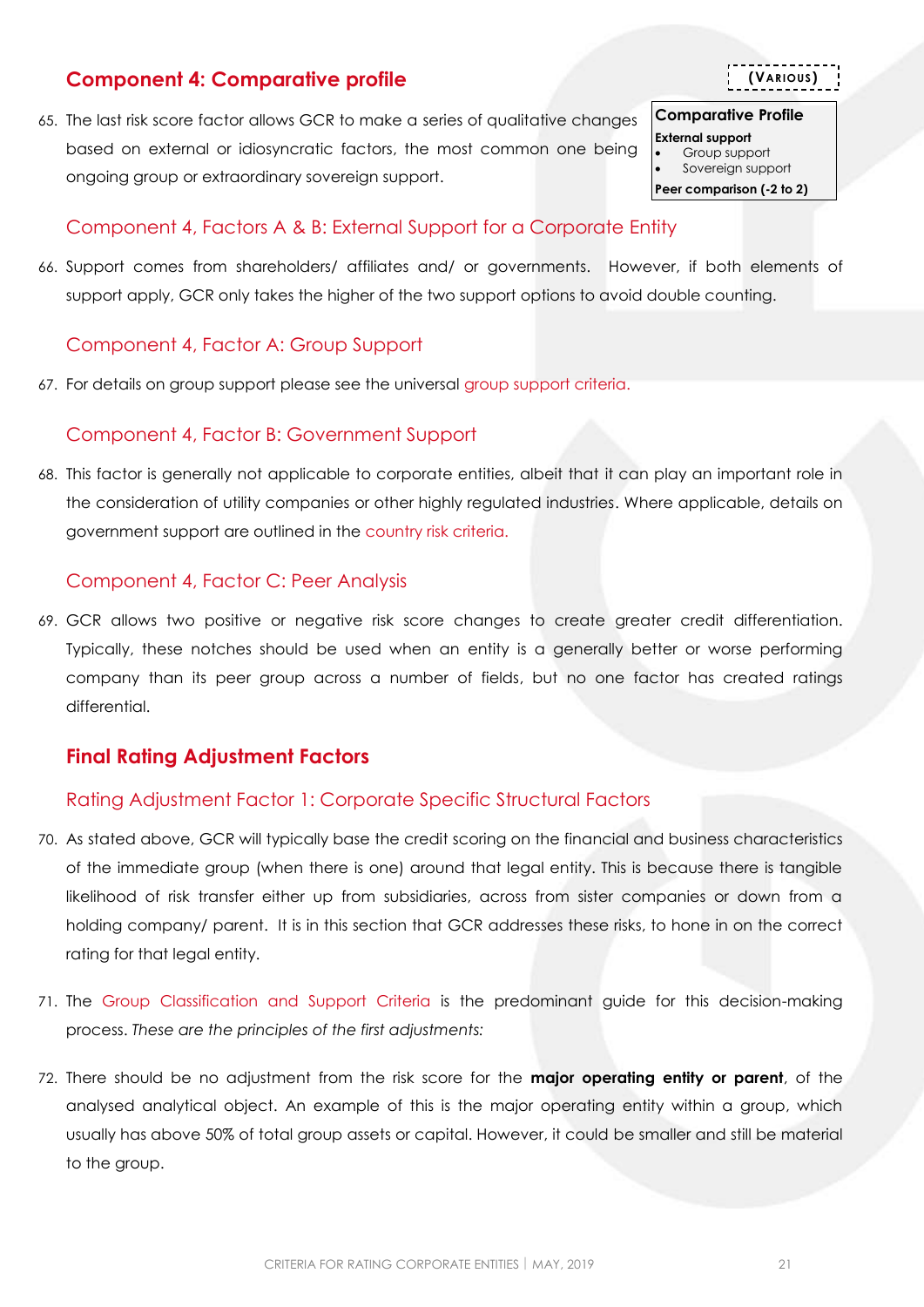## Component 4: Comparative profile

(VARIOUS)

| Comparative Profile |
|---|
| **External support** |
| • Group support |
| • Sovereign support |
| **Peer comparison (-2 to 2)** |

65. The last risk score factor allows GCR to make a series of qualitative changes based on external or idiosyncratic factors, the most common one being ongoing group or extraordinary sovereign support.

### Component 4, Factors A & B: External Support for a Corporate Entity

66. Support comes from shareholders/ affiliates and/ or governments. However, if both elements of support apply, GCR only takes the higher of the two support options to avoid double counting.

### Component 4, Factor A: Group Support

67. For details on group support please see the universal group support criteria.

### Component 4, Factor B: Government Support

68. This factor is generally not applicable to corporate entities, albeit that it can play an important role in the consideration of utility companies or other highly regulated industries. Where applicable, details on government support are outlined in the country risk criteria.

### Component 4, Factor C: Peer Analysis

69. GCR allows two positive or negative risk score changes to create greater credit differentiation. Typically, these notches should be used when an entity is a generally better or worse performing company than its peer group across a number of fields, but no one factor has created ratings differential.

## Final Rating Adjustment Factors

### Rating Adjustment Factor 1: Corporate Specific Structural Factors

70. As stated above, GCR will typically base the credit scoring on the financial and business characteristics of the immediate group (when there is one) around that legal entity. This is because there is tangible likelihood of risk transfer either up from subsidiaries, across from sister companies or down from a holding company/ parent. It is in this section that GCR addresses these risks, to hone in on the correct rating for that legal entity.

71. The Group Classification and Support Criteria is the predominant guide for this decision-making process. *These are the principles of the first adjustments:*

72. There should be no adjustment from the risk score for the **major operating entity or parent**, of the analysed analytical object. An example of this is the major operating entity within a group, which usually has above 50% of total group assets or capital. However, it could be smaller and still be material to the group.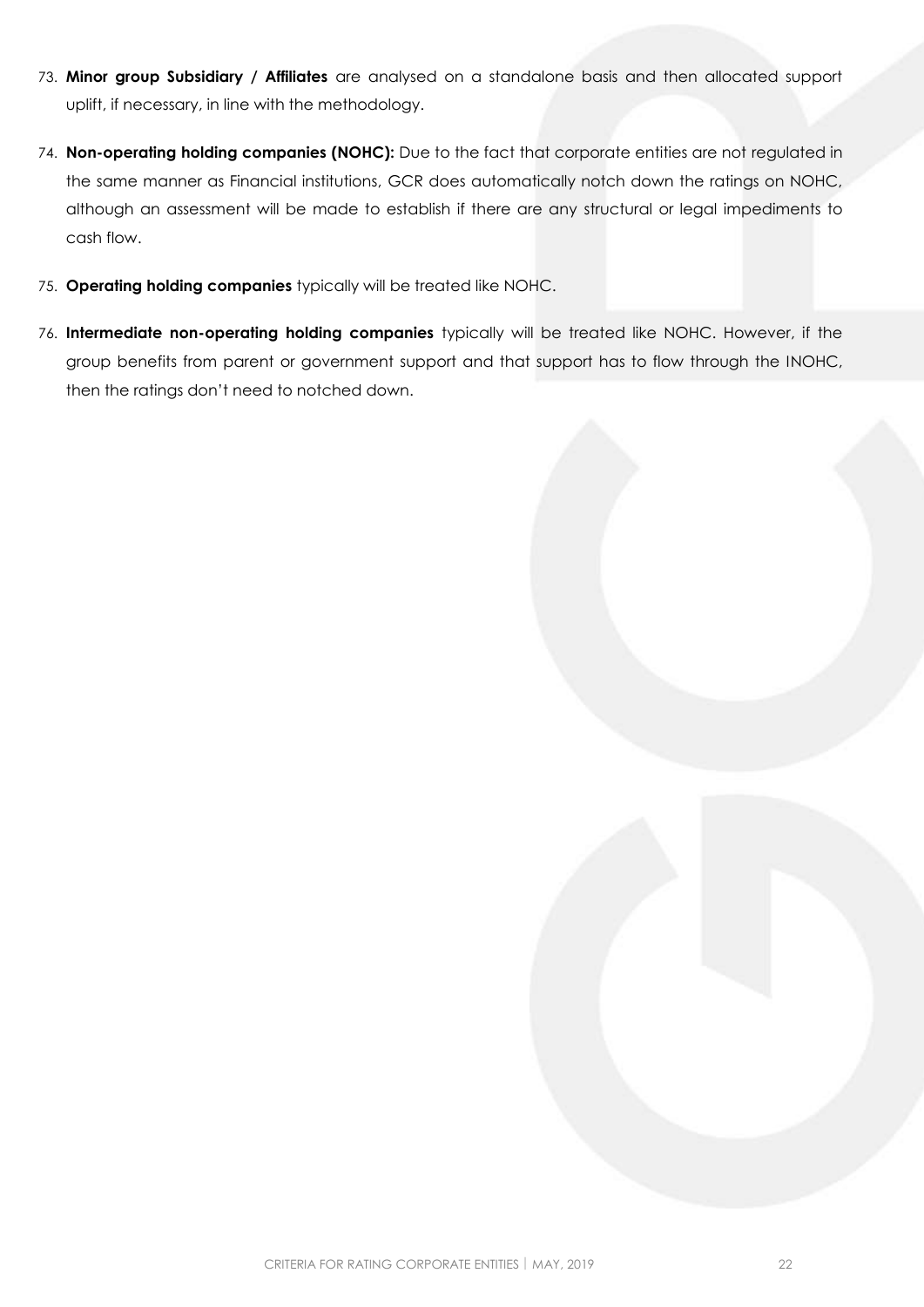73. **Minor group Subsidiary / Affiliates** are analysed on a standalone basis and then allocated support uplift, if necessary, in line with the methodology.

74. **Non-operating holding companies (NOHC):** Due to the fact that corporate entities are not regulated in the same manner as Financial institutions, GCR does automatically notch down the ratings on NOHC, although an assessment will be made to establish if there are any structural or legal impediments to cash flow.

75. **Operating holding companies** typically will be treated like NOHC.

76. **Intermediate non-operating holding companies** typically will be treated like NOHC. However, if the group benefits from parent or government support and that support has to flow through the INOHC, then the ratings don't need to notched down.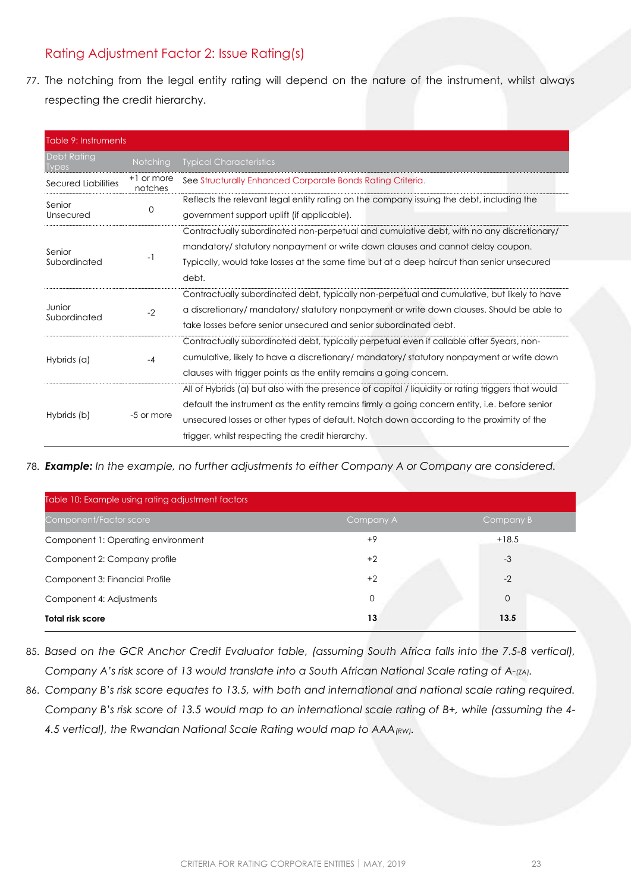## Rating Adjustment Factor 2: Issue Rating(s)

77. The notching from the legal entity rating will depend on the nature of the instrument, whilst always respecting the credit hierarchy.

| Table 9: Instruments | | |
|---|---|---|
| **Debt Rating Types** | **Notching** | **Typical Characteristics** |
| Secured Liabilities | +1 or more notches | See Structurally Enhanced Corporate Bonds Rating Criteria. |
| Senior Unsecured | 0 | Reflects the relevant legal entity rating on the company issuing the debt, including the government support uplift (if applicable). |
| Senior Subordinated | -1 | Contractually subordinated non-perpetual and cumulative debt, with no any discretionary/ mandatory/ statutory nonpayment or write down clauses and cannot delay coupon. Typically, would take losses at the same time but at a deep haircut than senior unsecured debt. |
| Junior Subordinated | -2 | Contractually subordinated debt, typically non-perpetual and cumulative, but likely to have a discretionary/ mandatory/ statutory nonpayment or write down clauses. Should be able to take losses before senior unsecured and senior subordinated debt. |
| Hybrids (a) | -4 | Contractually subordinated debt, typically perpetual even if callable after 5years, non-cumulative, likely to have a discretionary/ mandatory/ statutory nonpayment or write down clauses with trigger points as the entity remains a going concern. |
| Hybrids (b) | -5 or more | All of Hybrids (a) but also with the presence of capital / liquidity or rating triggers that would default the instrument as the entity remains firmly a going concern entity, i.e. before senior unsecured losses or other types of default. Notch down according to the proximity of the trigger, whilst respecting the credit hierarchy. |

78. ***Example:*** *In the example, no further adjustments to either Company A or Company are considered.*

| Table 10: Example using rating adjustment factors | | |
|---|---|---|
| **Component/Factor score** | **Company A** | **Company B** |
| Component 1: Operating environment | +9 | +18.5 |
| Component 2: Company profile | +2 | -3 |
| Component 3: Financial Profile | +2 | -2 |
| Component 4: Adjustments | 0 | 0 |
| **Total risk score** | **13** | **13.5** |

85. *Based on the GCR Anchor Credit Evaluator table, (assuming South Africa falls into the 7.5-8 vertical), Company A's risk score of 13 would translate into a South African National Scale rating of A-$_{(ZA)}$.*

86. *Company B's risk score equates to 13.5, with both and international and national scale rating required. Company B's risk score of 13.5 would map to an international scale rating of B+, while (assuming the 4-4.5 vertical), the Rwandan National Scale Rating would map to AAA$_{(RW)}$.*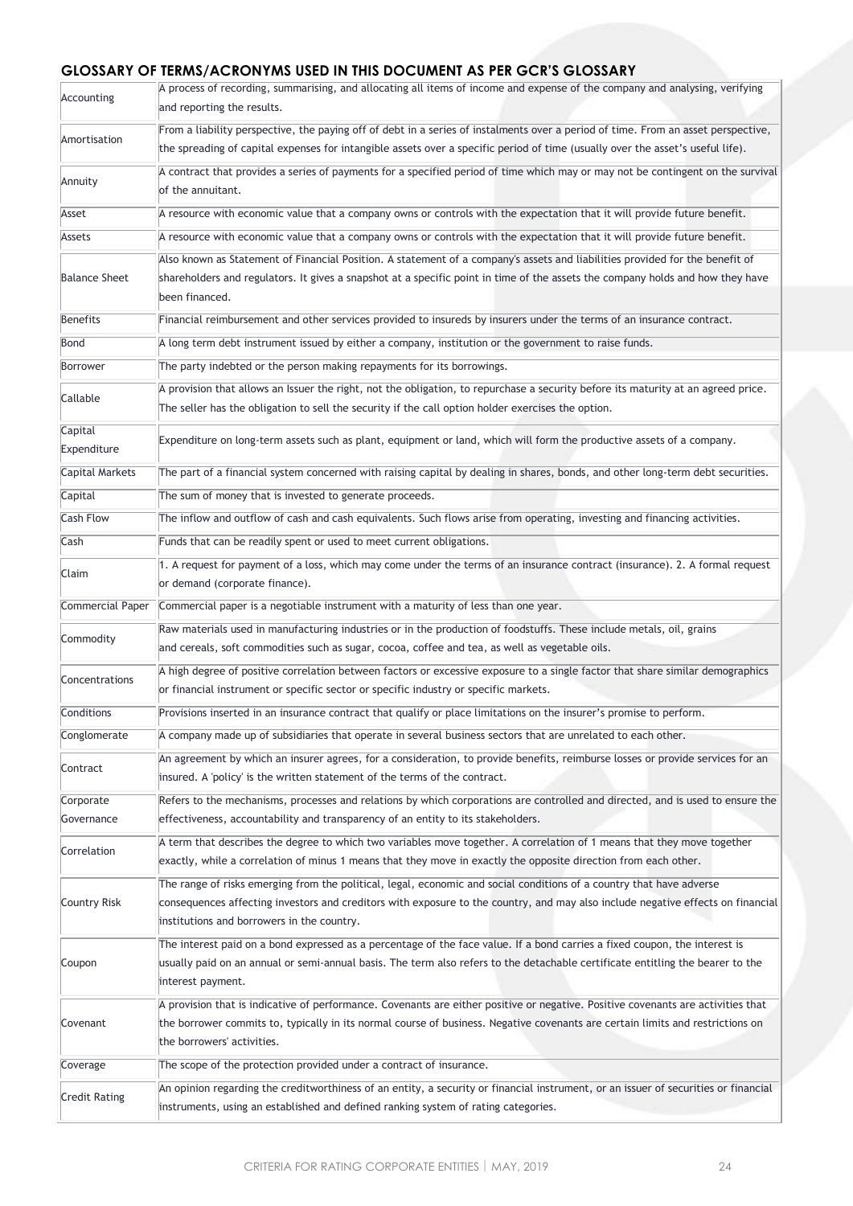## GLOSSARY OF TERMS/ACRONYMS USED IN THIS DOCUMENT AS PER GCR'S GLOSSARY

| | |
|---|---|
| Accounting | A process of recording, summarising, and allocating all items of income and expense of the company and analysing, verifying and reporting the results. |
| Amortisation | From a liability perspective, the paying off of debt in a series of instalments over a period of time. From an asset perspective, the spreading of capital expenses for intangible assets over a specific period of time (usually over the asset's useful life). |
| Annuity | A contract that provides a series of payments for a specified period of time which may or may not be contingent on the survival of the annuitant. |
| Asset | A resource with economic value that a company owns or controls with the expectation that it will provide future benefit. |
| Assets | A resource with economic value that a company owns or controls with the expectation that it will provide future benefit. |
| Balance Sheet | Also known as Statement of Financial Position. A statement of a company's assets and liabilities provided for the benefit of shareholders and regulators. It gives a snapshot at a specific point in time of the assets the company holds and how they have been financed. |
| Benefits | Financial reimbursement and other services provided to insureds by insurers under the terms of an insurance contract. |
| Bond | A long term debt instrument issued by either a company, institution or the government to raise funds. |
| Borrower | The party indebted or the person making repayments for its borrowings. |
| Callable | A provision that allows an Issuer the right, not the obligation, to repurchase a security before its maturity at an agreed price. The seller has the obligation to sell the security if the call option holder exercises the option. |
| Capital Expenditure | Expenditure on long-term assets such as plant, equipment or land, which will form the productive assets of a company. |
| Capital Markets | The part of a financial system concerned with raising capital by dealing in shares, bonds, and other long-term debt securities. |
| Capital | The sum of money that is invested to generate proceeds. |
| Cash Flow | The inflow and outflow of cash and cash equivalents. Such flows arise from operating, investing and financing activities. |
| Cash | Funds that can be readily spent or used to meet current obligations. |
| Claim | 1. A request for payment of a loss, which may come under the terms of an insurance contract (insurance). 2. A formal request or demand (corporate finance). |
| Commercial Paper | Commercial paper is a negotiable instrument with a maturity of less than one year. |
| Commodity | Raw materials used in manufacturing industries or in the production of foodstuffs. These include metals, oil, grains and cereals, soft commodities such as sugar, cocoa, coffee and tea, as well as vegetable oils. |
| Concentrations | A high degree of positive correlation between factors or excessive exposure to a single factor that share similar demographics or financial instrument or specific sector or specific industry or specific markets. |
| Conditions | Provisions inserted in an insurance contract that qualify or place limitations on the insurer's promise to perform. |
| Conglomerate | A company made up of subsidiaries that operate in several business sectors that are unrelated to each other. |
| Contract | An agreement by which an insurer agrees, for a consideration, to provide benefits, reimburse losses or provide services for an insured. A 'policy' is the written statement of the terms of the contract. |
| Corporate Governance | Refers to the mechanisms, processes and relations by which corporations are controlled and directed, and is used to ensure the effectiveness, accountability and transparency of an entity to its stakeholders. |
| Correlation | A term that describes the degree to which two variables move together. A correlation of 1 means that they move together exactly, while a correlation of minus 1 means that they move in exactly the opposite direction from each other. |
| Country Risk | The range of risks emerging from the political, legal, economic and social conditions of a country that have adverse consequences affecting investors and creditors with exposure to the country, and may also include negative effects on financial institutions and borrowers in the country. |
| Coupon | The interest paid on a bond expressed as a percentage of the face value. If a bond carries a fixed coupon, the interest is usually paid on an annual or semi-annual basis. The term also refers to the detachable certificate entitling the bearer to the interest payment. |
| Covenant | A provision that is indicative of performance. Covenants are either positive or negative. Positive covenants are activities that the borrower commits to, typically in its normal course of business. Negative covenants are certain limits and restrictions on the borrowers' activities. |
| Coverage | The scope of the protection provided under a contract of insurance. |
| Credit Rating | An opinion regarding the creditworthiness of an entity, a security or financial instrument, or an issuer of securities or financial instruments, using an established and defined ranking system of rating categories. |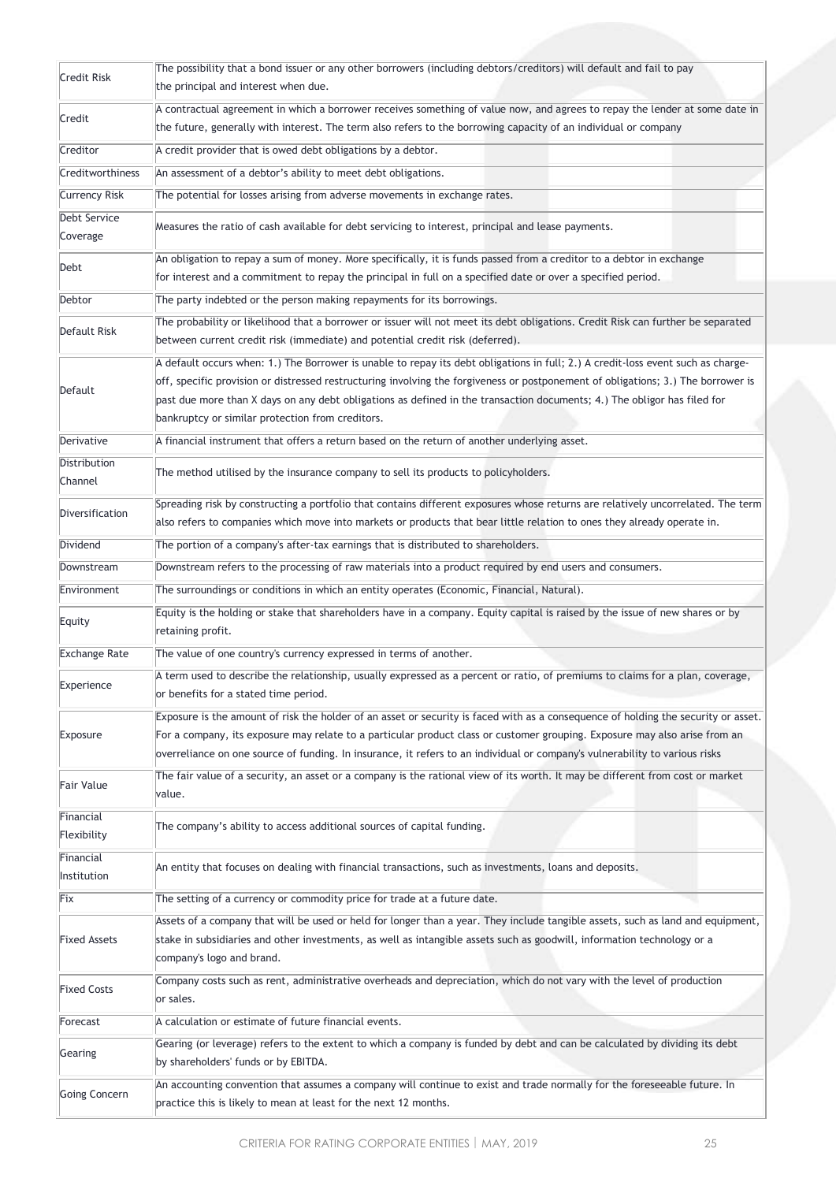| | |
|---|---|
| Credit Risk | The possibility that a bond issuer or any other borrowers (including debtors/creditors) will default and fail to pay the principal and interest when due. |
| Credit | A contractual agreement in which a borrower receives something of value now, and agrees to repay the lender at some date in the future, generally with interest. The term also refers to the borrowing capacity of an individual or company |
| Creditor | A credit provider that is owed debt obligations by a debtor. |
| Creditworthiness | An assessment of a debtor's ability to meet debt obligations. |
| Currency Risk | The potential for losses arising from adverse movements in exchange rates. |
| Debt Service Coverage | Measures the ratio of cash available for debt servicing to interest, principal and lease payments. |
| Debt | An obligation to repay a sum of money. More specifically, it is funds passed from a creditor to a debtor in exchange for interest and a commitment to repay the principal in full on a specified date or over a specified period. |
| Debtor | The party indebted or the person making repayments for its borrowings. |
| Default Risk | The probability or likelihood that a borrower or issuer will not meet its debt obligations. Credit Risk can further be separated between current credit risk (immediate) and potential credit risk (deferred). |
| Default | A default occurs when: 1.) The Borrower is unable to repay its debt obligations in full; 2.) A credit-loss event such as charge-off, specific provision or distressed restructuring involving the forgiveness or postponement of obligations; 3.) The borrower is past due more than X days on any debt obligations as defined in the transaction documents; 4.) The obligor has filed for bankruptcy or similar protection from creditors. |
| Derivative | A financial instrument that offers a return based on the return of another underlying asset. |
| Distribution Channel | The method utilised by the insurance company to sell its products to policyholders. |
| Diversification | Spreading risk by constructing a portfolio that contains different exposures whose returns are relatively uncorrelated. The term also refers to companies which move into markets or products that bear little relation to ones they already operate in. |
| Dividend | The portion of a company's after-tax earnings that is distributed to shareholders. |
| Downstream | Downstream refers to the processing of raw materials into a product required by end users and consumers. |
| Environment | The surroundings or conditions in which an entity operates (Economic, Financial, Natural). |
| Equity | Equity is the holding or stake that shareholders have in a company. Equity capital is raised by the issue of new shares or by retaining profit. |
| Exchange Rate | The value of one country's currency expressed in terms of another. |
| Experience | A term used to describe the relationship, usually expressed as a percent or ratio, of premiums to claims for a plan, coverage, or benefits for a stated time period. |
| Exposure | Exposure is the amount of risk the holder of an asset or security is faced with as a consequence of holding the security or asset. For a company, its exposure may relate to a particular product class or customer grouping. Exposure may also arise from an overreliance on one source of funding. In insurance, it refers to an individual or company's vulnerability to various risks |
| Fair Value | The fair value of a security, an asset or a company is the rational view of its worth. It may be different from cost or market value. |
| Financial Flexibility | The company's ability to access additional sources of capital funding. |
| Financial Institution | An entity that focuses on dealing with financial transactions, such as investments, loans and deposits. |
| Fix | The setting of a currency or commodity price for trade at a future date. |
| Fixed Assets | Assets of a company that will be used or held for longer than a year. They include tangible assets, such as land and equipment, stake in subsidiaries and other investments, as well as intangible assets such as goodwill, information technology or a company's logo and brand. |
| Fixed Costs | Company costs such as rent, administrative overheads and depreciation, which do not vary with the level of production or sales. |
| Forecast | A calculation or estimate of future financial events. |
| Gearing | Gearing (or leverage) refers to the extent to which a company is funded by debt and can be calculated by dividing its debt by shareholders' funds or by EBITDA. |
| Going Concern | An accounting convention that assumes a company will continue to exist and trade normally for the foreseeable future. In practice this is likely to mean at least for the next 12 months. |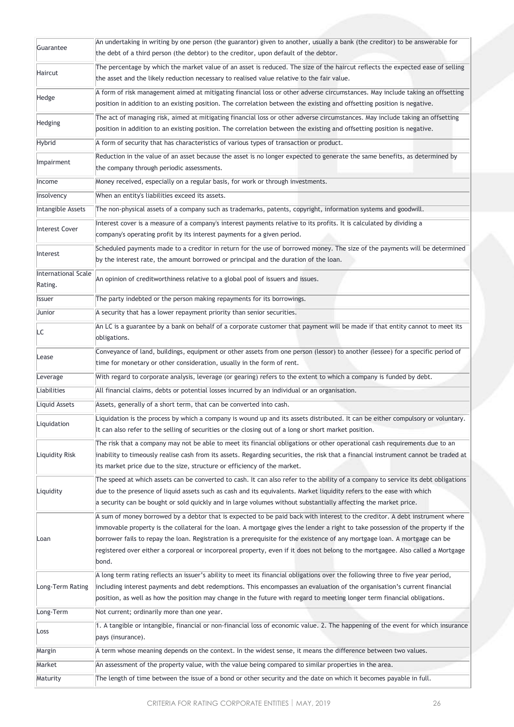| | |
|---|---|
| Guarantee | An undertaking in writing by one person (the guarantor) given to another, usually a bank (the creditor) to be answerable for the debt of a third person (the debtor) to the creditor, upon default of the debtor. |
| Haircut | The percentage by which the market value of an asset is reduced. The size of the haircut reflects the expected ease of selling the asset and the likely reduction necessary to realised value relative to the fair value. |
| Hedge | A form of risk management aimed at mitigating financial loss or other adverse circumstances. May include taking an offsetting position in addition to an existing position. The correlation between the existing and offsetting position is negative. |
| Hedging | The act of managing risk, aimed at mitigating financial loss or other adverse circumstances. May include taking an offsetting position in addition to an existing position. The correlation between the existing and offsetting position is negative. |
| Hybrid | A form of security that has characteristics of various types of transaction or product. |
| Impairment | Reduction in the value of an asset because the asset is no longer expected to generate the same benefits, as determined by the company through periodic assessments. |
| Income | Money received, especially on a regular basis, for work or through investments. |
| Insolvency | When an entity's liabilities exceed its assets. |
| Intangible Assets | The non-physical assets of a company such as trademarks, patents, copyright, information systems and goodwill. |
| Interest Cover | Interest cover is a measure of a company's interest payments relative to its profits. It is calculated by dividing a company's operating profit by its interest payments for a given period. |
| Interest | Scheduled payments made to a creditor in return for the use of borrowed money. The size of the payments will be determined by the interest rate, the amount borrowed or principal and the duration of the loan. |
| International Scale Rating. | An opinion of creditworthiness relative to a global pool of issuers and issues. |
| Issuer | The party indebted or the person making repayments for its borrowings. |
| Junior | A security that has a lower repayment priority than senior securities. |
| LC | An LC is a guarantee by a bank on behalf of a corporate customer that payment will be made if that entity cannot to meet its obligations. |
| Lease | Conveyance of land, buildings, equipment or other assets from one person (lessor) to another (lessee) for a specific period of time for monetary or other consideration, usually in the form of rent. |
| Leverage | With regard to corporate analysis, leverage (or gearing) refers to the extent to which a company is funded by debt. |
| Liabilities | All financial claims, debts or potential losses incurred by an individual or an organisation. |
| Liquid Assets | Assets, generally of a short term, that can be converted into cash. |
| Liquidation | Liquidation is the process by which a company is wound up and its assets distributed. It can be either compulsory or voluntary. It can also refer to the selling of securities or the closing out of a long or short market position. |
| Liquidity Risk | The risk that a company may not be able to meet its financial obligations or other operational cash requirements due to an inability to timeously realise cash from its assets. Regarding securities, the risk that a financial instrument cannot be traded at its market price due to the size, structure or efficiency of the market. |
| Liquidity | The speed at which assets can be converted to cash. It can also refer to the ability of a company to service its debt obligations due to the presence of liquid assets such as cash and its equivalents. Market liquidity refers to the ease with which a security can be bought or sold quickly and in large volumes without substantially affecting the market price. |
| Loan | A sum of money borrowed by a debtor that is expected to be paid back with interest to the creditor. A debt instrument where immovable property is the collateral for the loan. A mortgage gives the lender a right to take possession of the property if the borrower fails to repay the loan. Registration is a prerequisite for the existence of any mortgage loan. A mortgage can be registered over either a corporeal or incorporeal property, even if it does not belong to the mortgagee. Also called a Mortgage bond. |
| Long-Term Rating | A long term rating reflects an issuer's ability to meet its financial obligations over the following three to five year period, including interest payments and debt redemptions. This encompasses an evaluation of the organisation's current financial position, as well as how the position may change in the future with regard to meeting longer term financial obligations. |
| Long-Term | Not current; ordinarily more than one year. |
| Loss | 1. A tangible or intangible, financial or non-financial loss of economic value. 2. The happening of the event for which insurance pays (insurance). |
| Margin | A term whose meaning depends on the context. In the widest sense, it means the difference between two values. |
| Market | An assessment of the property value, with the value being compared to similar properties in the area. |
| Maturity | The length of time between the issue of a bond or other security and the date on which it becomes payable in full. |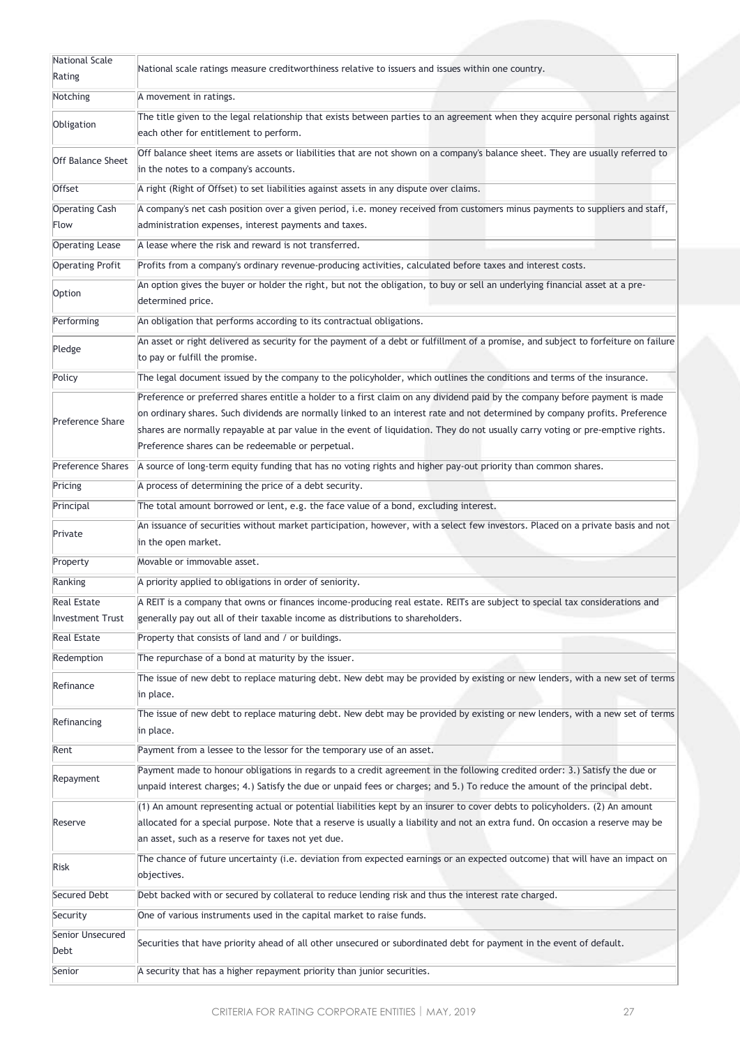| | |
|---|---|
| National Scale Rating | National scale ratings measure creditworthiness relative to issuers and issues within one country. |
| Notching | A movement in ratings. |
| Obligation | The title given to the legal relationship that exists between parties to an agreement when they acquire personal rights against each other for entitlement to perform. |
| Off Balance Sheet | Off balance sheet items are assets or liabilities that are not shown on a company's balance sheet. They are usually referred to in the notes to a company's accounts. |
| Offset | A right (Right of Offset) to set liabilities against assets in any dispute over claims. |
| Operating Cash Flow | A company's net cash position over a given period, i.e. money received from customers minus payments to suppliers and staff, administration expenses, interest payments and taxes. |
| Operating Lease | A lease where the risk and reward is not transferred. |
| Operating Profit | Profits from a company's ordinary revenue-producing activities, calculated before taxes and interest costs. |
| Option | An option gives the buyer or holder the right, but not the obligation, to buy or sell an underlying financial asset at a pre-determined price. |
| Performing | An obligation that performs according to its contractual obligations. |
| Pledge | An asset or right delivered as security for the payment of a debt or fulfillment of a promise, and subject to forfeiture on failure to pay or fulfill the promise. |
| Policy | The legal document issued by the company to the policyholder, which outlines the conditions and terms of the insurance. |
| Preference Share | Preference or preferred shares entitle a holder to a first claim on any dividend paid by the company before payment is made on ordinary shares. Such dividends are normally linked to an interest rate and not determined by company profits. Preference shares are normally repayable at par value in the event of liquidation. They do not usually carry voting or pre-emptive rights. Preference shares can be redeemable or perpetual. |
| Preference Shares | A source of long-term equity funding that has no voting rights and higher pay-out priority than common shares. |
| Pricing | A process of determining the price of a debt security. |
| Principal | The total amount borrowed or lent, e.g. the face value of a bond, excluding interest. |
| Private | An issuance of securities without market participation, however, with a select few investors. Placed on a private basis and not in the open market. |
| Property | Movable or immovable asset. |
| Ranking | A priority applied to obligations in order of seniority. |
| Real Estate Investment Trust | A REIT is a company that owns or finances income-producing real estate. REITs are subject to special tax considerations and generally pay out all of their taxable income as distributions to shareholders. |
| Real Estate | Property that consists of land and / or buildings. |
| Redemption | The repurchase of a bond at maturity by the issuer. |
| Refinance | The issue of new debt to replace maturing debt. New debt may be provided by existing or new lenders, with a new set of terms in place. |
| Refinancing | The issue of new debt to replace maturing debt. New debt may be provided by existing or new lenders, with a new set of terms in place. |
| Rent | Payment from a lessee to the lessor for the temporary use of an asset. |
| Repayment | Payment made to honour obligations in regards to a credit agreement in the following credited order: 3.) Satisfy the due or unpaid interest charges; 4.) Satisfy the due or unpaid fees or charges; and 5.) To reduce the amount of the principal debt. |
| Reserve | (1) An amount representing actual or potential liabilities kept by an insurer to cover debts to policyholders. (2) An amount allocated for a special purpose. Note that a reserve is usually a liability and not an extra fund. On occasion a reserve may be an asset, such as a reserve for taxes not yet due. |
| Risk | The chance of future uncertainty (i.e. deviation from expected earnings or an expected outcome) that will have an impact on objectives. |
| Secured Debt | Debt backed with or secured by collateral to reduce lending risk and thus the interest rate charged. |
| Security | One of various instruments used in the capital market to raise funds. |
| Senior Unsecured Debt | Securities that have priority ahead of all other unsecured or subordinated debt for payment in the event of default. |
| Senior | A security that has a higher repayment priority than junior securities. |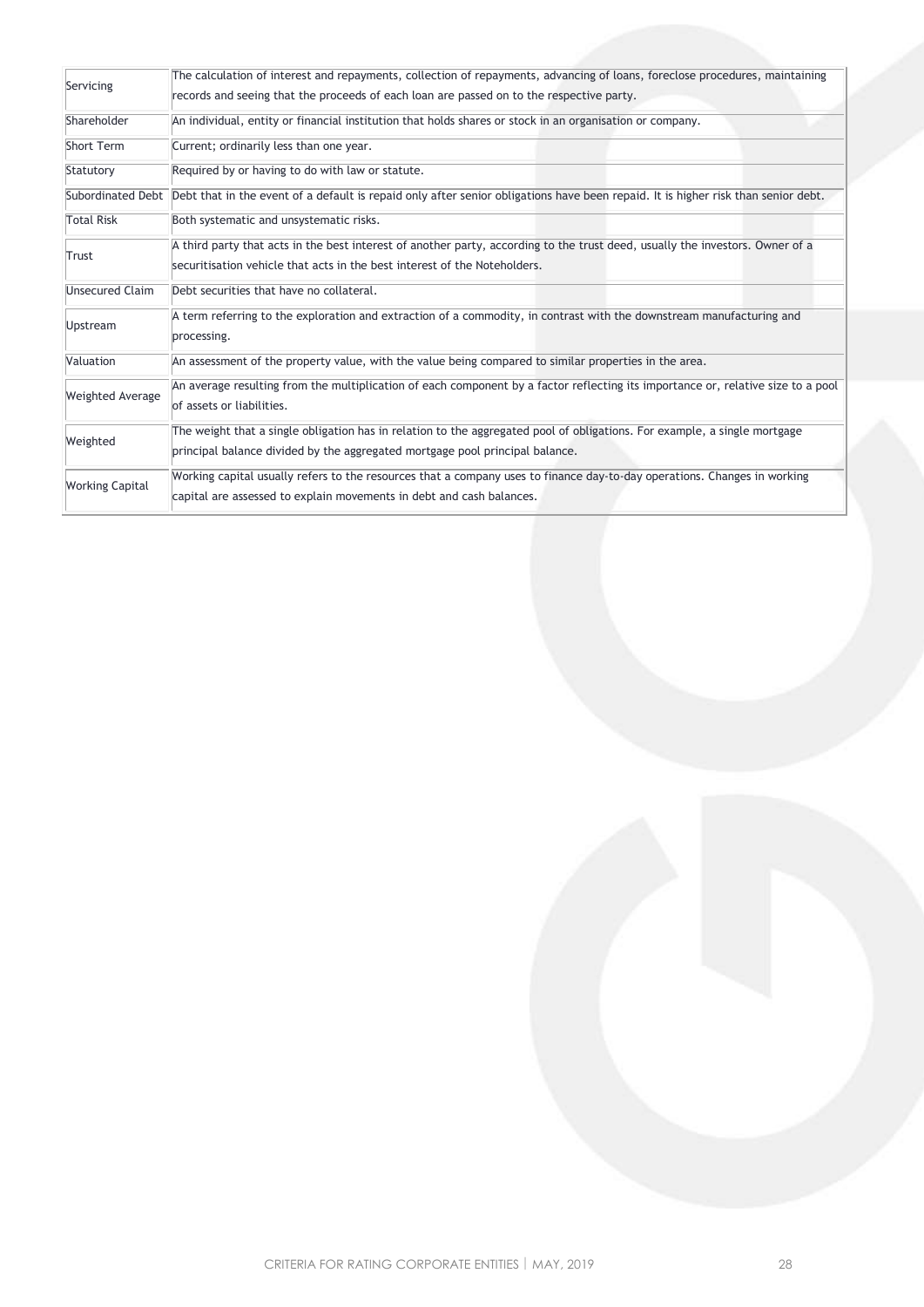| | |
|---|---|
| Servicing | The calculation of interest and repayments, collection of repayments, advancing of loans, foreclose procedures, maintaining records and seeing that the proceeds of each loan are passed on to the respective party. |
| Shareholder | An individual, entity or financial institution that holds shares or stock in an organisation or company. |
| Short Term | Current; ordinarily less than one year. |
| Statutory | Required by or having to do with law or statute. |
| Subordinated Debt | Debt that in the event of a default is repaid only after senior obligations have been repaid. It is higher risk than senior debt. |
| Total Risk | Both systematic and unsystematic risks. |
| Trust | A third party that acts in the best interest of another party, according to the trust deed, usually the investors. Owner of a securitisation vehicle that acts in the best interest of the Noteholders. |
| Unsecured Claim | Debt securities that have no collateral. |
| Upstream | A term referring to the exploration and extraction of a commodity, in contrast with the downstream manufacturing and processing. |
| Valuation | An assessment of the property value, with the value being compared to similar properties in the area. |
| Weighted Average | An average resulting from the multiplication of each component by a factor reflecting its importance or, relative size to a pool of assets or liabilities. |
| Weighted | The weight that a single obligation has in relation to the aggregated pool of obligations. For example, a single mortgage principal balance divided by the aggregated mortgage pool principal balance. |
| Working Capital | Working capital usually refers to the resources that a company uses to finance day-to-day operations. Changes in working capital are assessed to explain movements in debt and cash balances. |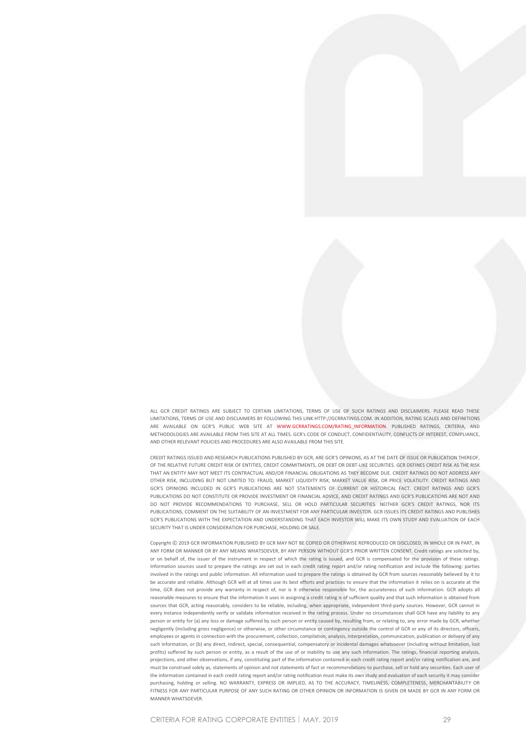ALL GCR CREDIT RATINGS ARE SUBJECT TO CERTAIN LIMITATIONS, TERMS OF USE OF SUCH RATINGS AND DISCLAIMERS. PLEASE READ THESE LIMITATIONS, TERMS OF USE AND DISCLAIMERS BY FOLLOWING THIS LINK:HTTP://GCRRATINGS.COM. IN ADDITION, RATING SCALES AND DEFINITIONS ARE AVAILABLE ON GCR'S PUBLIC WEB SITE AT WWW.GCRRATINGS.COM/RATING_INFORMATION. PUBLISHED RATINGS, CRITERIA, AND METHODOLOGIES ARE AVAILABLE FROM THIS SITE AT ALL TIMES. GCR's CODE OF CONDUCT, CONFIDENTIALITY, CONFLICTS OF INTEREST, COMPLIANCE, AND OTHER RELEVANT POLICIES AND PROCEDURES ARE ALSO AVAILABLE FROM THIS SITE.

CREDIT RATINGS ISSUED AND RESEARCH PUBLICATIONS PUBLISHED BY GCR, ARE GCR'S OPINIONS, AS AT THE DATE OF ISSUE OR PUBLICATION THEREOF, OF THE RELATIVE FUTURE CREDIT RISK OF ENTITIES, CREDIT COMMITMENTS, OR DEBT OR DEBT-LIKE SECURITIES. GCR DEFINES CREDIT RISK AS THE RISK THAT AN ENTITY MAY NOT MEET ITS CONTRACTUAL AND/OR FINANCIAL OBLIGATIONS AS THEY BECOME DUE. CREDIT RATINGS DO NOT ADDRESS ANY OTHER RISK, INCLUDING BUT NOT LIMITED TO: FRAUD, MARKET LIQUIDITY RISK, MARKET VALUE RISK, OR PRICE VOLATILITY. CREDIT RATINGS AND GCR'S OPINIONS INCLUDED IN GCR'S PUBLICATIONS ARE NOT STATEMENTS OF CURRENT OR HISTORICAL FACT. CREDIT RATINGS AND GCR'S PUBLICATIONS DO NOT CONSTITUTE OR PROVIDE INVESTMENT OR FINANCIAL ADVICE, AND CREDIT RATINGS AND GCR'S PUBLICATIONS ARE NOT AND DO NOT PROVIDE RECOMMENDATIONS TO PURCHASE, SELL OR HOLD PARTICULAR SECURITIES. NEITHER GCR'S CREDIT RATINGS, NOR ITS PUBLICATIONS, COMMENT ON THE SUITABILITY OF AN INVESTMENT FOR ANY PARTICULAR INVESTOR. GCR ISSUES ITS CREDIT RATINGS AND PUBLISHES GCR'S PUBLICATIONS WITH THE EXPECTATION AND UNDERSTANDING THAT EACH INVESTOR WILL MAKE ITS OWN STUDY AND EVALUATION OF EACH SECURITY THAT IS UNDER CONSIDERATION FOR PURCHASE, HOLDING OR SALE.

Copyright © 2019 GCR INFORMATION PUBLISHED BY GCR MAY NOT BE COPIED OR OTHERWISE REPRODUCED OR DISCLOSED, IN WHOLE OR IN PART, IN ANY FORM OR MANNER OR BY ANY MEANS WHATSOEVER, BY ANY PERSON WITHOUT GCR'S PRIOR WRITTEN CONSENT. Credit ratings are solicited by, or on behalf of, the issuer of the instrument in respect of which the rating is issued, and GCR is compensated for the provision of these ratings. Information sources used to prepare the ratings are set out in each credit rating report and/or rating notification and include the following: parties involved in the ratings and public information. All information used to prepare the ratings is obtained by GCR from sources reasonably believed by it to be accurate and reliable. Although GCR will at all times use its best efforts and practices to ensure that the information it relies on is accurate at the time, GCR does not provide any warranty in respect of, nor is it otherwise responsible for, the accurateness of such information. GCR adopts all reasonable measures to ensure that the information it uses in assigning a credit rating is of sufficient quality and that such information is obtained from sources that GCR, acting reasonably, considers to be reliable, including, when appropriate, independent third-party sources. However, GCR cannot in every instance independently verify or validate information received in the rating process. Under no circumstances shall GCR have any liability to any person or entity for (a) any loss or damage suffered by such person or entity caused by, resulting from, or relating to, any error made by GCR, whether negligently (including gross negligence) or otherwise, or other circumstance or contingency outside the control of GCR or any of its directors, officers, employees or agents in connection with the procurement, collection, compilation, analysis, interpretation, communication, publication or delivery of any such information, or (b) any direct, indirect, special, consequential, compensatory or incidental damages whatsoever (including without limitation, lost profits) suffered by such person or entity, as a result of the use of or inability to use any such information. The ratings, financial reporting analysis, projections, and other observations, if any, constituting part of the information contained in each credit rating report and/or rating notification are, and must be construed solely as, statements of opinion and not statements of fact or recommendations to purchase, sell or hold any securities. Each user of the information contained in each credit rating report and/or rating notification must make its own study and evaluation of each security it may consider purchasing, holding or selling. NO WARRANTY, EXPRESS OR IMPLIED, AS TO THE ACCURACY, TIMELINESS, COMPLETENESS, MERCHANTABILITY OR FITNESS FOR ANY PARTICULAR PURPOSE OF ANY SUCH RATING OR OTHER OPINION OR INFORMATION IS GIVEN OR MADE BY GCR IN ANY FORM OR MANNER WHATSOEVER.